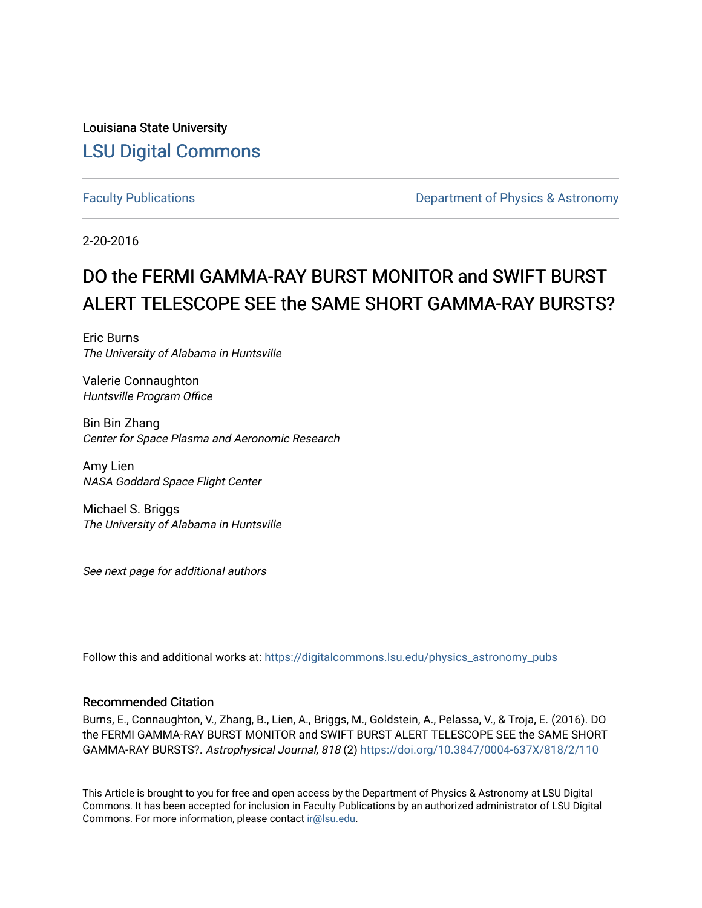Louisiana State University

# LSU Digital Commons

Faculty Publications | Department of Physics & Astronomy

2-20-2016

# DO the FERMI GAMMA-RAY BURST MONITOR and SWIFT BURST ALERT TELESCOPE SEE the SAME SHORT GAMMA-RAY BURSTS?

Eric Burns
*The University of Alabama in Huntsville*

Valerie Connaughton
*Huntsville Program Office*

Bin Bin Zhang
*Center for Space Plasma and Aeronomic Research*

Amy Lien
*NASA Goddard Space Flight Center*

Michael S. Briggs
*The University of Alabama in Huntsville*

*See next page for additional authors*

Follow this and additional works at: https://digitalcommons.lsu.edu/physics_astronomy_pubs

## Recommended Citation

Burns, E., Connaughton, V., Zhang, B., Lien, A., Briggs, M., Goldstein, A., Pelassa, V., & Troja, E. (2016). DO the FERMI GAMMA-RAY BURST MONITOR and SWIFT BURST ALERT TELESCOPE SEE the SAME SHORT GAMMA-RAY BURSTS?. *Astrophysical Journal, 818* (2) https://doi.org/10.3847/0004-637X/818/2/110

This Article is brought to you for free and open access by the Department of Physics & Astronomy at LSU Digital Commons. It has been accepted for inclusion in Faculty Publications by an authorized administrator of LSU Digital Commons. For more information, please contact ir@lsu.edu.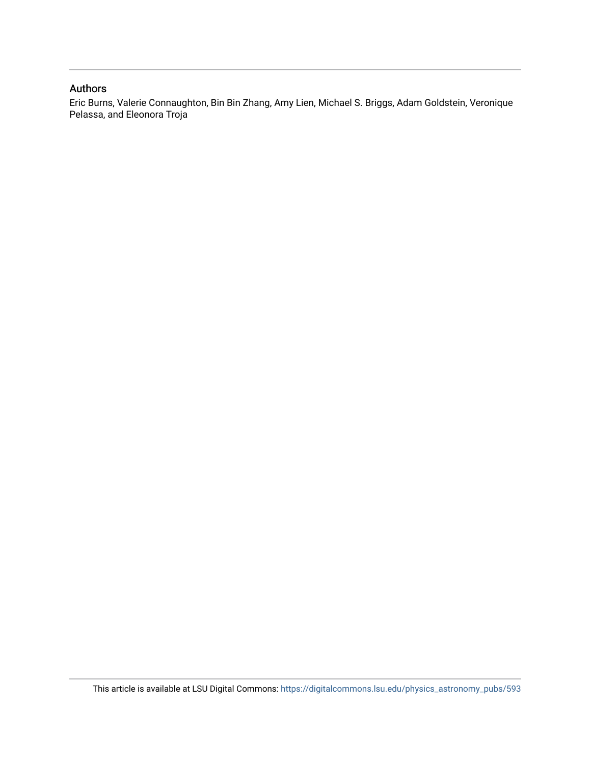## Authors

Eric Burns, Valerie Connaughton, Bin Bin Zhang, Amy Lien, Michael S. Briggs, Adam Goldstein, Veronique Pelassa, and Eleonora Troja

This article is available at LSU Digital Commons: https://digitalcommons.lsu.edu/physics_astronomy_pubs/593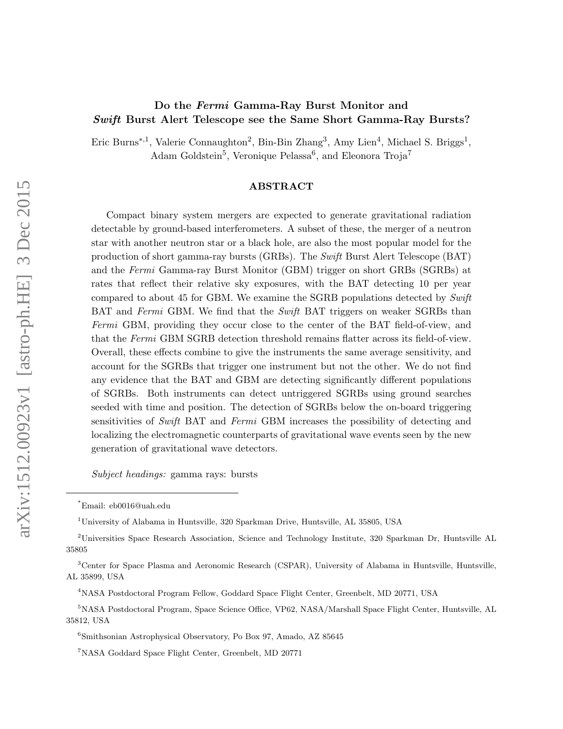# Do the *Fermi* Gamma-Ray Burst Monitor and *Swift* Burst Alert Telescope see the Same Short Gamma-Ray Bursts?

Eric Burns[*,1], Valerie Connaughton[2], Bin-Bin Zhang[3], Amy Lien[4], Michael S. Briggs[1], Adam Goldstein[5], Veronique Pelassa[6], and Eleonora Troja[7]

## ABSTRACT

Compact binary system mergers are expected to generate gravitational radiation detectable by ground-based interferometers. A subset of these, the merger of a neutron star with another neutron star or a black hole, are also the most popular model for the production of short gamma-ray bursts (GRBs). The *Swift* Burst Alert Telescope (BAT) and the *Fermi* Gamma-ray Burst Monitor (GBM) trigger on short GRBs (SGRBs) at rates that reflect their relative sky exposures, with the BAT detecting 10 per year compared to about 45 for GBM. We examine the SGRB populations detected by *Swift* BAT and *Fermi* GBM. We find that the *Swift* BAT triggers on weaker SGRBs than *Fermi* GBM, providing they occur close to the center of the BAT field-of-view, and that the *Fermi* GBM SGRB detection threshold remains flatter across its field-of-view. Overall, these effects combine to give the instruments the same average sensitivity, and account for the SGRBs that trigger one instrument but not the other. We do not find any evidence that the BAT and GBM are detecting significantly different populations of SGRBs. Both instruments can detect untriggered SGRBs using ground searches seeded with time and position. The detection of SGRBs below the on-board triggering sensitivities of *Swift* BAT and *Fermi* GBM increases the possibility of detecting and localizing the electromagnetic counterparts of gravitational wave events seen by the new generation of gravitational wave detectors.

*Subject headings:* gamma rays: bursts

---

[*]Email: eb0016@uah.edu

[1]University of Alabama in Huntsville, 320 Sparkman Drive, Huntsville, AL 35805, USA

[2]Universities Space Research Association, Science and Technology Institute, 320 Sparkman Dr, Huntsville AL 35805

[3]Center for Space Plasma and Aeronomic Research (CSPAR), University of Alabama in Huntsville, Huntsville, AL 35899, USA

[4]NASA Postdoctoral Program Fellow, Goddard Space Flight Center, Greenbelt, MD 20771, USA

[5]NASA Postdoctoral Program, Space Science Office, VP62, NASA/Marshall Space Flight Center, Huntsville, AL 35812, USA

[6]Smithsonian Astrophysical Observatory, Po Box 97, Amado, AZ 85645

[7]NASA Goddard Space Flight Center, Greenbelt, MD 20771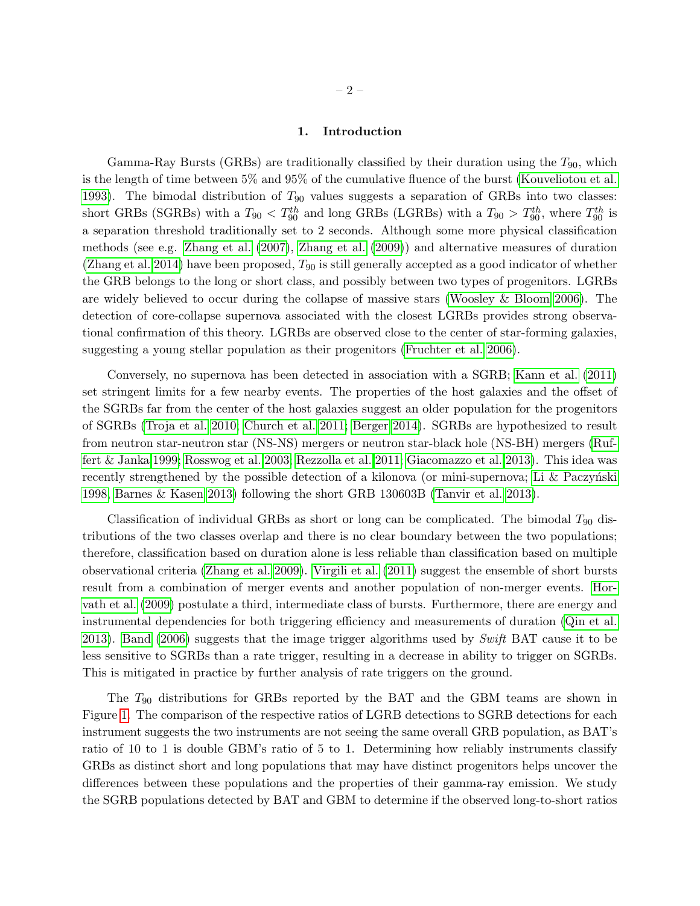## 1. Introduction

Gamma-Ray Bursts (GRBs) are traditionally classified by their duration using the $T_{90}$, which is the length of time between 5% and 95% of the cumulative fluence of the burst (Kouveliotou et al. 1993). The bimodal distribution of $T_{90}$ values suggests a separation of GRBs into two classes: short GRBs (SGRBs) with a $T_{90} < T_{90}^{th}$ and long GRBs (LGRBs) with a $T_{90} > T_{90}^{th}$, where $T_{90}^{th}$ is a separation threshold traditionally set to 2 seconds. Although some more physical classification methods (see e.g. Zhang et al. (2007), Zhang et al. (2009)) and alternative measures of duration (Zhang et al. 2014) have been proposed, $T_{90}$ is still generally accepted as a good indicator of whether the GRB belongs to the long or short class, and possibly between two types of progenitors. LGRBs are widely believed to occur during the collapse of massive stars (Woosley & Bloom 2006). The detection of core-collapse supernova associated with the closest LGRBs provides strong observational confirmation of this theory. LGRBs are observed close to the center of star-forming galaxies, suggesting a young stellar population as their progenitors (Fruchter et al. 2006).

Conversely, no supernova has been detected in association with a SGRB; Kann et al. (2011) set stringent limits for a few nearby events. The properties of the host galaxies and the offset of the SGRBs far from the center of the host galaxies suggest an older population for the progenitors of SGRBs (Troja et al. 2010; Church et al. 2011; Berger 2014). SGRBs are hypothesized to result from neutron star-neutron star (NS-NS) mergers or neutron star-black hole (NS-BH) mergers (Ruffert & Janka 1999; Rosswog et al. 2003; Rezzolla et al. 2011; Giacomazzo et al. 2013). This idea was recently strengthened by the possible detection of a kilonova (or mini-supernova; Li & Paczyński 1998; Barnes & Kasen 2013) following the short GRB 130603B (Tanvir et al. 2013).

Classification of individual GRBs as short or long can be complicated. The bimodal $T_{90}$ distributions of the two classes overlap and there is no clear boundary between the two populations; therefore, classification based on duration alone is less reliable than classification based on multiple observational criteria (Zhang et al. 2009). Virgili et al. (2011) suggest the ensemble of short bursts result from a combination of merger events and another population of non-merger events. Horvath et al. (2009) postulate a third, intermediate class of bursts. Furthermore, there are energy and instrumental dependencies for both triggering efficiency and measurements of duration (Qin et al. 2013). Band (2006) suggests that the image trigger algorithms used by *Swift* BAT cause it to be less sensitive to SGRBs than a rate trigger, resulting in a decrease in ability to trigger on SGRBs. This is mitigated in practice by further analysis of rate triggers on the ground.

The $T_{90}$ distributions for GRBs reported by the BAT and the GBM teams are shown in Figure 1. The comparison of the respective ratios of LGRB detections to SGRB detections for each instrument suggests the two instruments are not seeing the same overall GRB population, as BAT's ratio of 10 to 1 is double GBM's ratio of 5 to 1. Determining how reliably instruments classify GRBs as distinct short and long populations that may have distinct progenitors helps uncover the differences between these populations and the properties of their gamma-ray emission. We study the SGRB populations detected by BAT and GBM to determine if the observed long-to-short ratios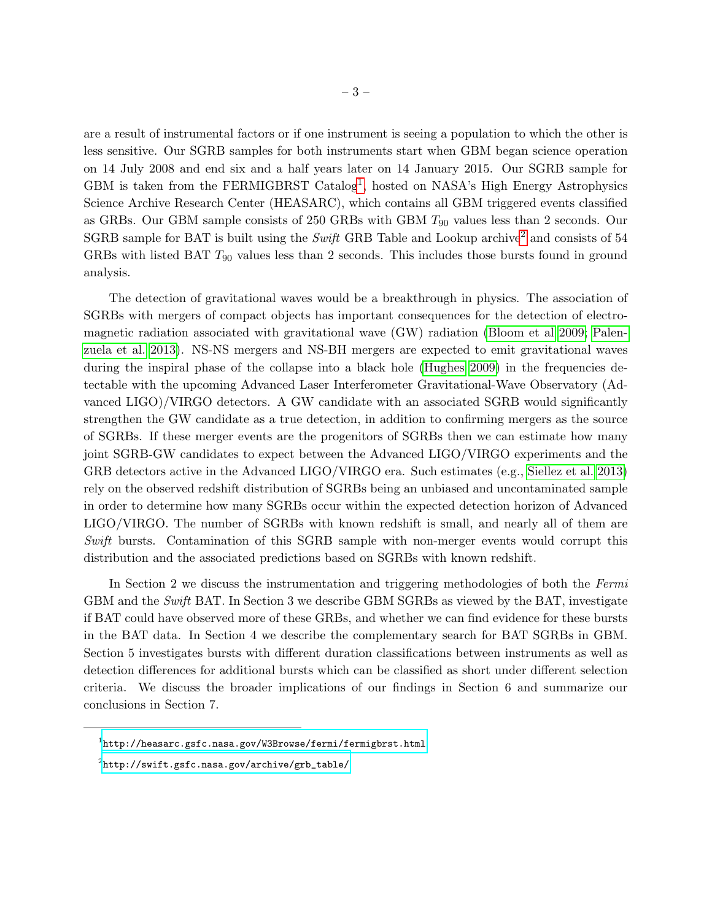are a result of instrumental factors or if one instrument is seeing a population to which the other is less sensitive. Our SGRB samples for both instruments start when GBM began science operation on 14 July 2008 and end six and a half years later on 14 January 2015. Our SGRB sample for GBM is taken from the FERMIGBRST Catalog[1], hosted on NASA's High Energy Astrophysics Science Archive Research Center (HEASARC), which contains all GBM triggered events classified as GRBs. Our GBM sample consists of 250 GRBs with GBM $T_{90}$ values less than 2 seconds. Our SGRB sample for BAT is built using the *Swift* GRB Table and Lookup archive[2] and consists of 54 GRBs with listed BAT $T_{90}$ values less than 2 seconds. This includes those bursts found in ground analysis.

The detection of gravitational waves would be a breakthrough in physics. The association of SGRBs with mergers of compact objects has important consequences for the detection of electromagnetic radiation associated with gravitational wave (GW) radiation (Bloom et al 2009; Palenzuela et al. 2013). NS-NS mergers and NS-BH mergers are expected to emit gravitational waves during the inspiral phase of the collapse into a black hole (Hughes 2009) in the frequencies detectable with the upcoming Advanced Laser Interferometer Gravitational-Wave Observatory (Advanced LIGO)/VIRGO detectors. A GW candidate with an associated SGRB would significantly strengthen the GW candidate as a true detection, in addition to confirming mergers as the source of SGRBs. If these merger events are the progenitors of SGRBs then we can estimate how many joint SGRB-GW candidates to expect between the Advanced LIGO/VIRGO experiments and the GRB detectors active in the Advanced LIGO/VIRGO era. Such estimates (e.g., Siellez et al. 2013) rely on the observed redshift distribution of SGRBs being an unbiased and uncontaminated sample in order to determine how many SGRBs occur within the expected detection horizon of Advanced LIGO/VIRGO. The number of SGRBs with known redshift is small, and nearly all of them are *Swift* bursts. Contamination of this SGRB sample with non-merger events would corrupt this distribution and the associated predictions based on SGRBs with known redshift.

In Section 2 we discuss the instrumentation and triggering methodologies of both the *Fermi* GBM and the *Swift* BAT. In Section 3 we describe GBM SGRBs as viewed by the BAT, investigate if BAT could have observed more of these GRBs, and whether we can find evidence for these bursts in the BAT data. In Section 4 we describe the complementary search for BAT SGRBs in GBM. Section 5 investigates bursts with different duration classifications between instruments as well as detection differences for additional bursts which can be classified as short under different selection criteria. We discuss the broader implications of our findings in Section 6 and summarize our conclusions in Section 7.

---

[1] http://heasarc.gsfc.nasa.gov/W3Browse/fermi/fermigbrst.html

[2] http://swift.gsfc.nasa.gov/archive/grb_table/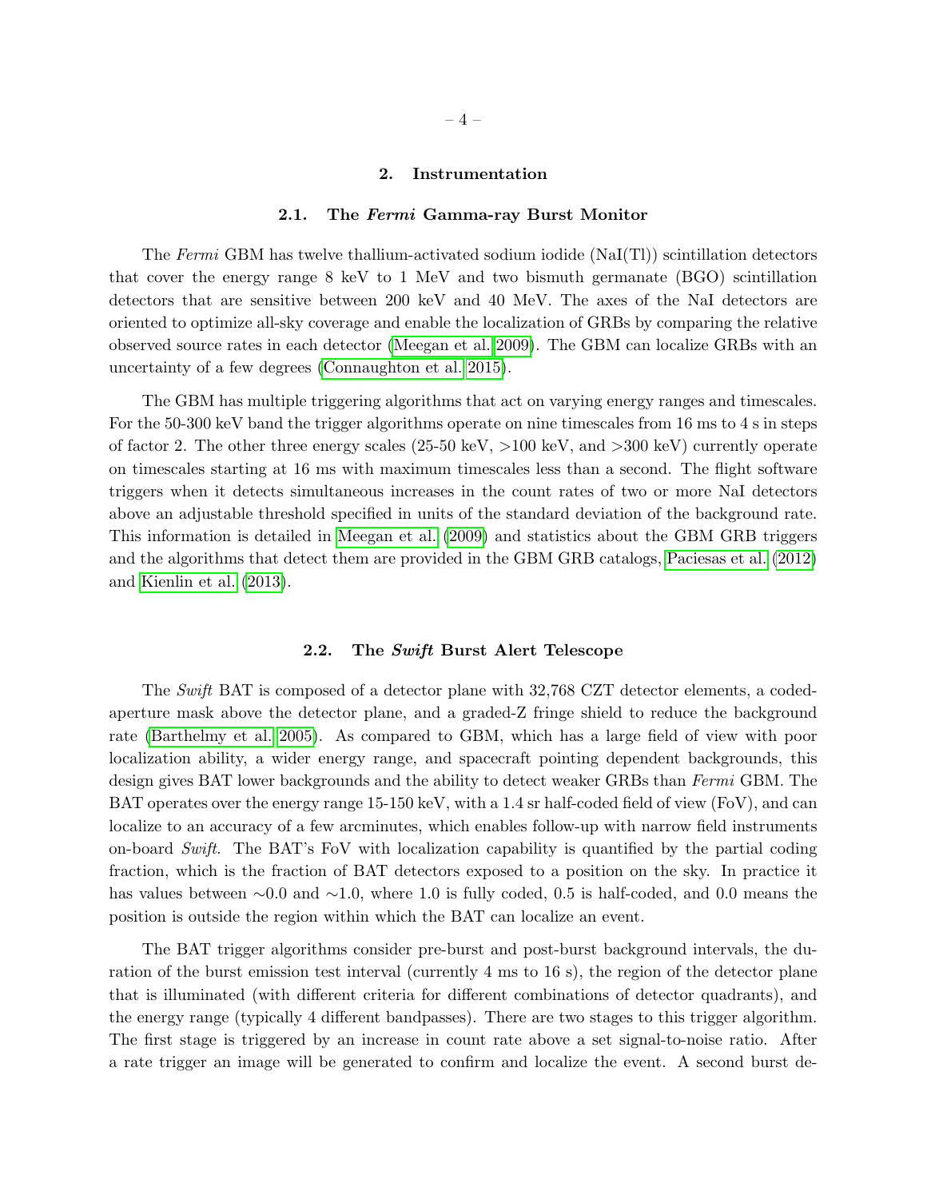## 2. Instrumentation

### 2.1. The *Fermi* Gamma-ray Burst Monitor

The *Fermi* GBM has twelve thallium-activated sodium iodide (NaI(Tl)) scintillation detectors that cover the energy range 8 keV to 1 MeV and two bismuth germanate (BGO) scintillation detectors that are sensitive between 200 keV and 40 MeV. The axes of the NaI detectors are oriented to optimize all-sky coverage and enable the localization of GRBs by comparing the relative observed source rates in each detector (Meegan et al. 2009). The GBM can localize GRBs with an uncertainty of a few degrees (Connaughton et al. 2015).

The GBM has multiple triggering algorithms that act on varying energy ranges and timescales. For the 50-300 keV band the trigger algorithms operate on nine timescales from 16 ms to 4 s in steps of factor 2. The other three energy scales (25-50 keV, >100 keV, and >300 keV) currently operate on timescales starting at 16 ms with maximum timescales less than a second. The flight software triggers when it detects simultaneous increases in the count rates of two or more NaI detectors above an adjustable threshold specified in units of the standard deviation of the background rate. This information is detailed in Meegan et al. (2009) and statistics about the GBM GRB triggers and the algorithms that detect them are provided in the GBM GRB catalogs, Paciesas et al. (2012) and Kienlin et al. (2013).

### 2.2. The *Swift* Burst Alert Telescope

The *Swift* BAT is composed of a detector plane with 32,768 CZT detector elements, a coded-aperture mask above the detector plane, and a graded-Z fringe shield to reduce the background rate (Barthelmy et al. 2005). As compared to GBM, which has a large field of view with poor localization ability, a wider energy range, and spacecraft pointing dependent backgrounds, this design gives BAT lower backgrounds and the ability to detect weaker GRBs than *Fermi* GBM. The BAT operates over the energy range 15-150 keV, with a 1.4 sr half-coded field of view (FoV), and can localize to an accuracy of a few arcminutes, which enables follow-up with narrow field instruments on-board *Swift*. The BAT's FoV with localization capability is quantified by the partial coding fraction, which is the fraction of BAT detectors exposed to a position on the sky. In practice it has values between ∼0.0 and ∼1.0, where 1.0 is fully coded, 0.5 is half-coded, and 0.0 means the position is outside the region within which the BAT can localize an event.

The BAT trigger algorithms consider pre-burst and post-burst background intervals, the duration of the burst emission test interval (currently 4 ms to 16 s), the region of the detector plane that is illuminated (with different criteria for different combinations of detector quadrants), and the energy range (typically 4 different bandpasses). There are two stages to this trigger algorithm. The first stage is triggered by an increase in count rate above a set signal-to-noise ratio. After a rate trigger an image will be generated to confirm and localize the event. A second burst de-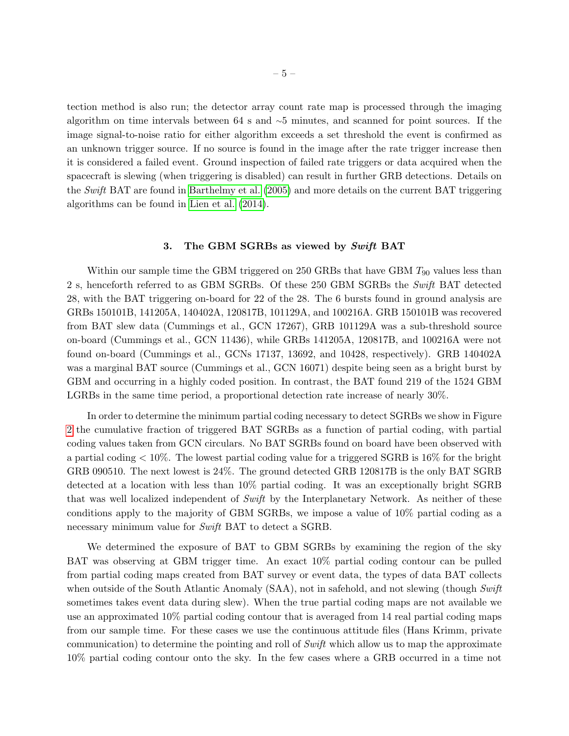tection method is also run; the detector array count rate map is processed through the imaging algorithm on time intervals between 64 s and ∼5 minutes, and scanned for point sources. If the image signal-to-noise ratio for either algorithm exceeds a set threshold the event is confirmed as an unknown trigger source. If no source is found in the image after the rate trigger increase then it is considered a failed event. Ground inspection of failed rate triggers or data acquired when the spacecraft is slewing (when triggering is disabled) can result in further GRB detections. Details on the *Swift* BAT are found in Barthelmy et al. (2005) and more details on the current BAT triggering algorithms can be found in Lien et al. (2014).

## 3. The GBM SGRBs as viewed by *Swift* BAT

Within our sample time the GBM triggered on 250 GRBs that have GBM $T_{90}$ values less than 2 s, henceforth referred to as GBM SGRBs. Of these 250 GBM SGRBs the *Swift* BAT detected 28, with the BAT triggering on-board for 22 of the 28. The 6 bursts found in ground analysis are GRBs 150101B, 141205A, 140402A, 120817B, 101129A, and 100216A. GRB 150101B was recovered from BAT slew data (Cummings et al., GCN 17267), GRB 101129A was a sub-threshold source on-board (Cummings et al., GCN 11436), while GRBs 141205A, 120817B, and 100216A were not found on-board (Cummings et al., GCNs 17137, 13692, and 10428, respectively). GRB 140402A was a marginal BAT source (Cummings et al., GCN 16071) despite being seen as a bright burst by GBM and occurring in a highly coded position. In contrast, the BAT found 219 of the 1524 GBM LGRBs in the same time period, a proportional detection rate increase of nearly 30%.

In order to determine the minimum partial coding necessary to detect SGRBs we show in Figure 2 the cumulative fraction of triggered BAT SGRBs as a function of partial coding, with partial coding values taken from GCN circulars. No BAT SGRBs found on board have been observed with a partial coding < 10%. The lowest partial coding value for a triggered SGRB is 16% for the bright GRB 090510. The next lowest is 24%. The ground detected GRB 120817B is the only BAT SGRB detected at a location with less than 10% partial coding. It was an exceptionally bright SGRB that was well localized independent of *Swift* by the Interplanetary Network. As neither of these conditions apply to the majority of GBM SGRBs, we impose a value of 10% partial coding as a necessary minimum value for *Swift* BAT to detect a SGRB.

We determined the exposure of BAT to GBM SGRBs by examining the region of the sky BAT was observing at GBM trigger time. An exact 10% partial coding contour can be pulled from partial coding maps created from BAT survey or event data, the types of data BAT collects when outside of the South Atlantic Anomaly (SAA), not in safehold, and not slewing (though *Swift* sometimes takes event data during slew). When the true partial coding maps are not available we use an approximated 10% partial coding contour that is averaged from 14 real partial coding maps from our sample time. For these cases we use the continuous attitude files (Hans Krimm, private communication) to determine the pointing and roll of *Swift* which allow us to map the approximate 10% partial coding contour onto the sky. In the few cases where a GRB occurred in a time not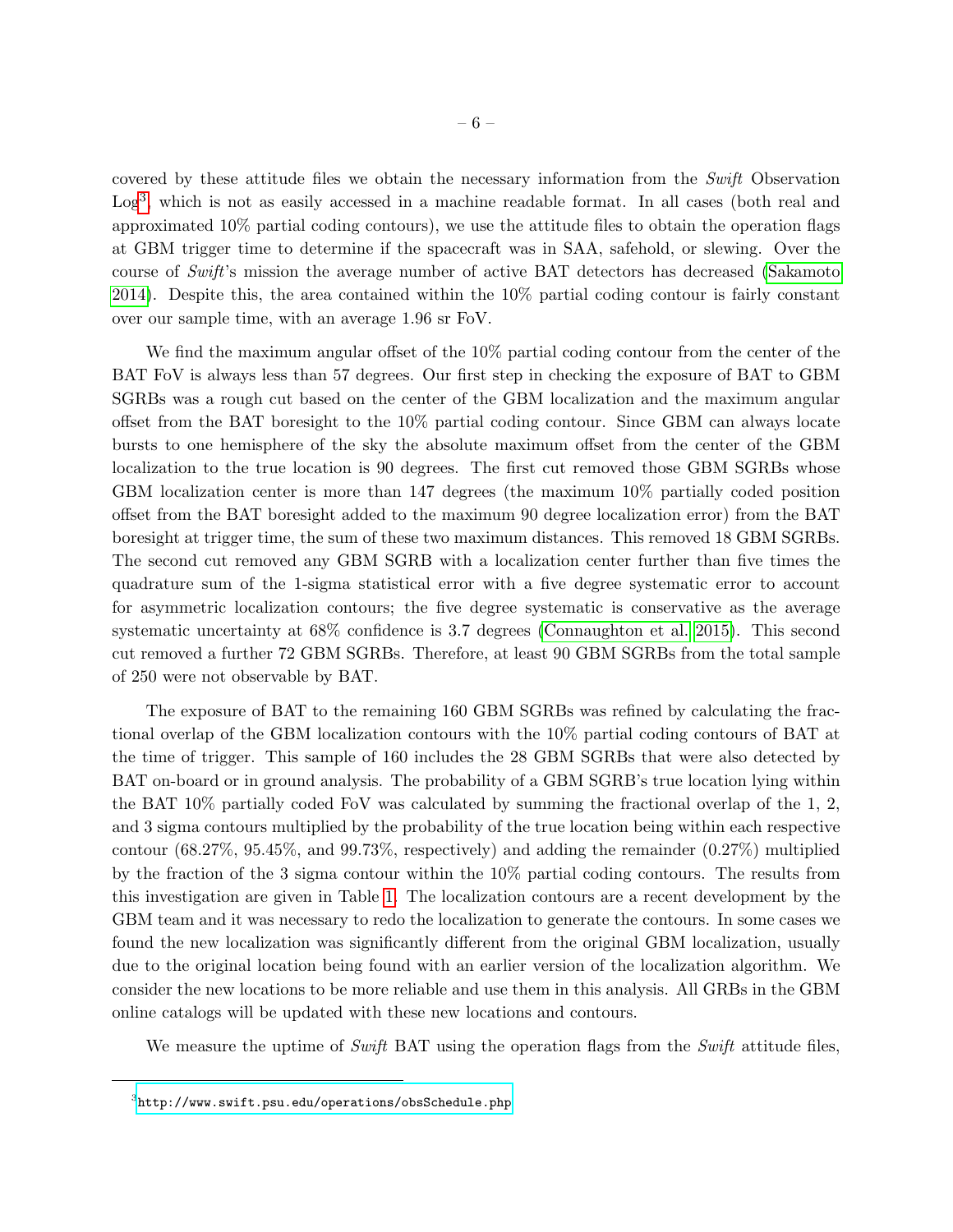covered by these attitude files we obtain the necessary information from the *Swift* Observation Log[3], which is not as easily accessed in a machine readable format. In all cases (both real and approximated 10% partial coding contours), we use the attitude files to obtain the operation flags at GBM trigger time to determine if the spacecraft was in SAA, safehold, or slewing. Over the course of *Swift*'s mission the average number of active BAT detectors has decreased (Sakamoto 2014). Despite this, the area contained within the 10% partial coding contour is fairly constant over our sample time, with an average 1.96 sr FoV.

We find the maximum angular offset of the 10% partial coding contour from the center of the BAT FoV is always less than 57 degrees. Our first step in checking the exposure of BAT to GBM SGRBs was a rough cut based on the center of the GBM localization and the maximum angular offset from the BAT boresight to the 10% partial coding contour. Since GBM can always locate bursts to one hemisphere of the sky the absolute maximum offset from the center of the GBM localization to the true location is 90 degrees. The first cut removed those GBM SGRBs whose GBM localization center is more than 147 degrees (the maximum 10% partially coded position offset from the BAT boresight added to the maximum 90 degree localization error) from the BAT boresight at trigger time, the sum of these two maximum distances. This removed 18 GBM SGRBs. The second cut removed any GBM SGRB with a localization center further than five times the quadrature sum of the 1-sigma statistical error with a five degree systematic error to account for asymmetric localization contours; the five degree systematic is conservative as the average systematic uncertainty at 68% confidence is 3.7 degrees (Connaughton et al. 2015). This second cut removed a further 72 GBM SGRBs. Therefore, at least 90 GBM SGRBs from the total sample of 250 were not observable by BAT.

The exposure of BAT to the remaining 160 GBM SGRBs was refined by calculating the fractional overlap of the GBM localization contours with the 10% partial coding contours of BAT at the time of trigger. This sample of 160 includes the 28 GBM SGRBs that were also detected by BAT on-board or in ground analysis. The probability of a GBM SGRB's true location lying within the BAT 10% partially coded FoV was calculated by summing the fractional overlap of the 1, 2, and 3 sigma contours multiplied by the probability of the true location being within each respective contour (68.27%, 95.45%, and 99.73%, respectively) and adding the remainder (0.27%) multiplied by the fraction of the 3 sigma contour within the 10% partial coding contours. The results from this investigation are given in Table 1. The localization contours are a recent development by the GBM team and it was necessary to redo the localization to generate the contours. In some cases we found the new localization was significantly different from the original GBM localization, usually due to the original location being found with an earlier version of the localization algorithm. We consider the new locations to be more reliable and use them in this analysis. All GRBs in the GBM online catalogs will be updated with these new locations and contours.

We measure the uptime of *Swift* BAT using the operation flags from the *Swift* attitude files,

[3] http://www.swift.psu.edu/operations/obsSchedule.php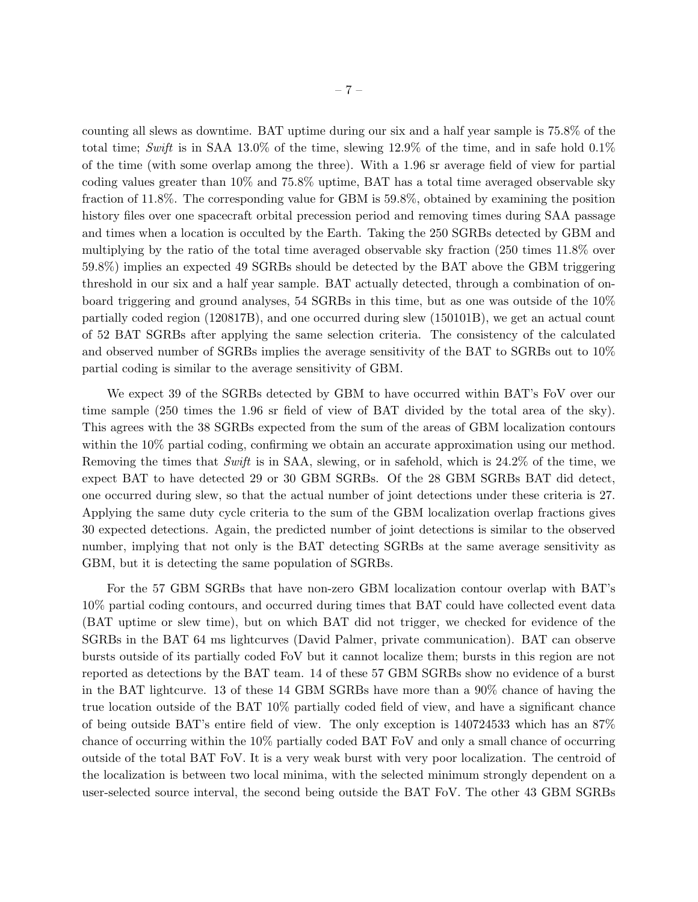counting all slews as downtime. BAT uptime during our six and a half year sample is 75.8% of the total time; *Swift* is in SAA 13.0% of the time, slewing 12.9% of the time, and in safe hold 0.1% of the time (with some overlap among the three). With a 1.96 sr average field of view for partial coding values greater than 10% and 75.8% uptime, BAT has a total time averaged observable sky fraction of 11.8%. The corresponding value for GBM is 59.8%, obtained by examining the position history files over one spacecraft orbital precession period and removing times during SAA passage and times when a location is occulted by the Earth. Taking the 250 SGRBs detected by GBM and multiplying by the ratio of the total time averaged observable sky fraction (250 times 11.8% over 59.8%) implies an expected 49 SGRBs should be detected by the BAT above the GBM triggering threshold in our six and a half year sample. BAT actually detected, through a combination of on-board triggering and ground analyses, 54 SGRBs in this time, but as one was outside of the 10% partially coded region (120817B), and one occurred during slew (150101B), we get an actual count of 52 BAT SGRBs after applying the same selection criteria. The consistency of the calculated and observed number of SGRBs implies the average sensitivity of the BAT to SGRBs out to 10% partial coding is similar to the average sensitivity of GBM.

We expect 39 of the SGRBs detected by GBM to have occurred within BAT's FoV over our time sample (250 times the 1.96 sr field of view of BAT divided by the total area of the sky). This agrees with the 38 SGRBs expected from the sum of the areas of GBM localization contours within the 10% partial coding, confirming we obtain an accurate approximation using our method. Removing the times that *Swift* is in SAA, slewing, or in safehold, which is 24.2% of the time, we expect BAT to have detected 29 or 30 GBM SGRBs. Of the 28 GBM SGRBs BAT did detect, one occurred during slew, so that the actual number of joint detections under these criteria is 27. Applying the same duty cycle criteria to the sum of the GBM localization overlap fractions gives 30 expected detections. Again, the predicted number of joint detections is similar to the observed number, implying that not only is the BAT detecting SGRBs at the same average sensitivity as GBM, but it is detecting the same population of SGRBs.

For the 57 GBM SGRBs that have non-zero GBM localization contour overlap with BAT's 10% partial coding contours, and occurred during times that BAT could have collected event data (BAT uptime or slew time), but on which BAT did not trigger, we checked for evidence of the SGRBs in the BAT 64 ms lightcurves (David Palmer, private communication). BAT can observe bursts outside of its partially coded FoV but it cannot localize them; bursts in this region are not reported as detections by the BAT team. 14 of these 57 GBM SGRBs show no evidence of a burst in the BAT lightcurve. 13 of these 14 GBM SGRBs have more than a 90% chance of having the true location outside of the BAT 10% partially coded field of view, and have a significant chance of being outside BAT's entire field of view. The only exception is 140724533 which has an 87% chance of occurring within the 10% partially coded BAT FoV and only a small chance of occurring outside of the total BAT FoV. It is a very weak burst with very poor localization. The centroid of the localization is between two local minima, with the selected minimum strongly dependent on a user-selected source interval, the second being outside the BAT FoV. The other 43 GBM SGRBs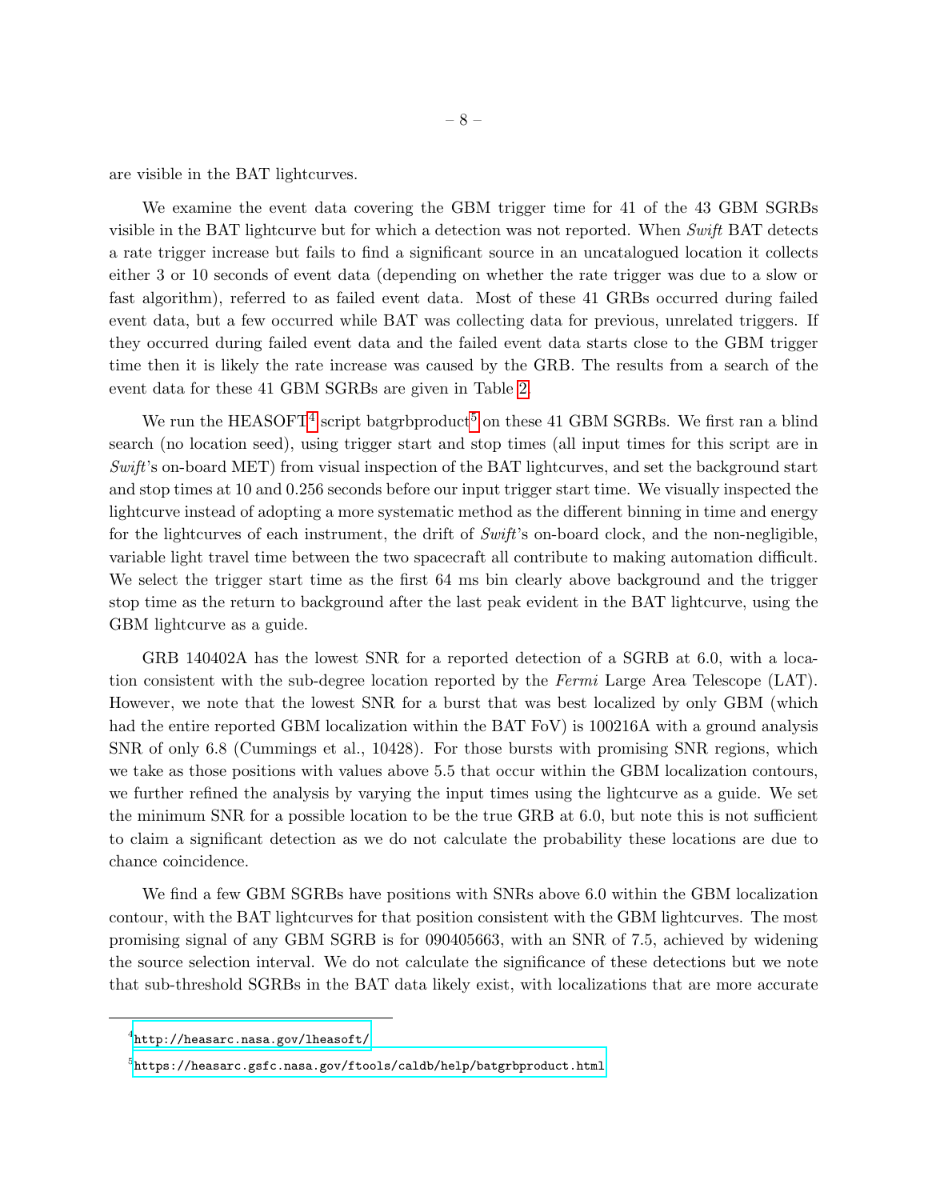are visible in the BAT lightcurves.

We examine the event data covering the GBM trigger time for 41 of the 43 GBM SGRBs visible in the BAT lightcurve but for which a detection was not reported. When *Swift* BAT detects a rate trigger increase but fails to find a significant source in an uncatalogued location it collects either 3 or 10 seconds of event data (depending on whether the rate trigger was due to a slow or fast algorithm), referred to as failed event data. Most of these 41 GRBs occurred during failed event data, but a few occurred while BAT was collecting data for previous, unrelated triggers. If they occurred during failed event data and the failed event data starts close to the GBM trigger time then it is likely the rate increase was caused by the GRB. The results from a search of the event data for these 41 GBM SGRBs are given in Table 2.

We run the HEASOFT[4] script batgrbproduct[5] on these 41 GBM SGRBs. We first ran a blind search (no location seed), using trigger start and stop times (all input times for this script are in *Swift*'s on-board MET) from visual inspection of the BAT lightcurves, and set the background start and stop times at 10 and 0.256 seconds before our input trigger start time. We visually inspected the lightcurve instead of adopting a more systematic method as the different binning in time and energy for the lightcurves of each instrument, the drift of *Swift*'s on-board clock, and the non-negligible, variable light travel time between the two spacecraft all contribute to making automation difficult. We select the trigger start time as the first 64 ms bin clearly above background and the trigger stop time as the return to background after the last peak evident in the BAT lightcurve, using the GBM lightcurve as a guide.

GRB 140402A has the lowest SNR for a reported detection of a SGRB at 6.0, with a location consistent with the sub-degree location reported by the *Fermi* Large Area Telescope (LAT). However, we note that the lowest SNR for a burst that was best localized by only GBM (which had the entire reported GBM localization within the BAT FoV) is 100216A with a ground analysis SNR of only 6.8 (Cummings et al., 10428). For those bursts with promising SNR regions, which we take as those positions with values above 5.5 that occur within the GBM localization contours, we further refined the analysis by varying the input times using the lightcurve as a guide. We set the minimum SNR for a possible location to be the true GRB at 6.0, but note this is not sufficient to claim a significant detection as we do not calculate the probability these locations are due to chance coincidence.

We find a few GBM SGRBs have positions with SNRs above 6.0 within the GBM localization contour, with the BAT lightcurves for that position consistent with the GBM lightcurves. The most promising signal of any GBM SGRB is for 090405663, with an SNR of 7.5, achieved by widening the source selection interval. We do not calculate the significance of these detections but we note that sub-threshold SGRBs in the BAT data likely exist, with localizations that are more accurate

[4] http://heasarc.nasa.gov/lheasoft/

[5] https://heasarc.gsfc.nasa.gov/ftools/caldb/help/batgrbproduct.html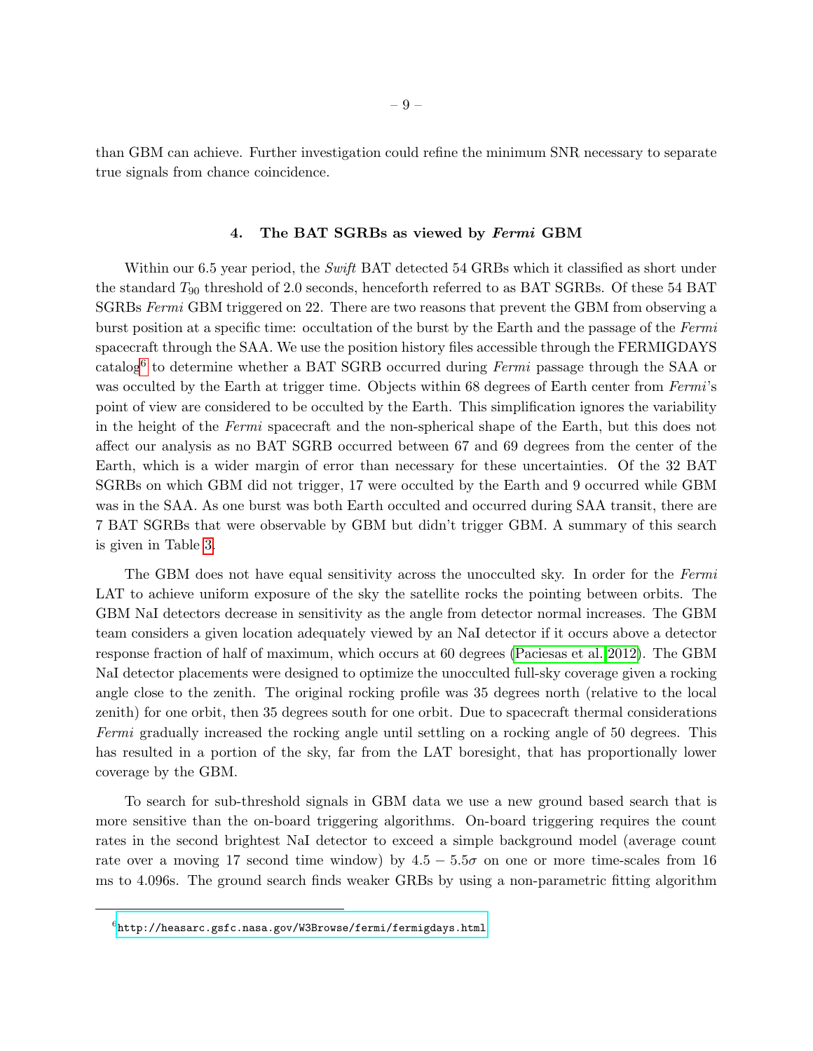than GBM can achieve. Further investigation could refine the minimum SNR necessary to separate true signals from chance coincidence.

## 4. The BAT SGRBs as viewed by *Fermi* GBM

Within our 6.5 year period, the *Swift* BAT detected 54 GRBs which it classified as short under the standard $T_{90}$ threshold of 2.0 seconds, henceforth referred to as BAT SGRBs. Of these 54 BAT SGRBs *Fermi* GBM triggered on 22. There are two reasons that prevent the GBM from observing a burst position at a specific time: occultation of the burst by the Earth and the passage of the *Fermi* spacecraft through the SAA. We use the position history files accessible through the FERMIGDAYS catalog[6] to determine whether a BAT SGRB occurred during *Fermi* passage through the SAA or was occulted by the Earth at trigger time. Objects within 68 degrees of Earth center from *Fermi*'s point of view are considered to be occulted by the Earth. This simplification ignores the variability in the height of the *Fermi* spacecraft and the non-spherical shape of the Earth, but this does not affect our analysis as no BAT SGRB occurred between 67 and 69 degrees from the center of the Earth, which is a wider margin of error than necessary for these uncertainties. Of the 32 BAT SGRBs on which GBM did not trigger, 17 were occulted by the Earth and 9 occurred while GBM was in the SAA. As one burst was both Earth occulted and occurred during SAA transit, there are 7 BAT SGRBs that were observable by GBM but didn't trigger GBM. A summary of this search is given in Table 3.

The GBM does not have equal sensitivity across the unocculted sky. In order for the *Fermi* LAT to achieve uniform exposure of the sky the satellite rocks the pointing between orbits. The GBM NaI detectors decrease in sensitivity as the angle from detector normal increases. The GBM team considers a given location adequately viewed by an NaI detector if it occurs above a detector response fraction of half of maximum, which occurs at 60 degrees (Paciesas et al. 2012). The GBM NaI detector placements were designed to optimize the unocculted full-sky coverage given a rocking angle close to the zenith. The original rocking profile was 35 degrees north (relative to the local zenith) for one orbit, then 35 degrees south for one orbit. Due to spacecraft thermal considerations *Fermi* gradually increased the rocking angle until settling on a rocking angle of 50 degrees. This has resulted in a portion of the sky, far from the LAT boresight, that has proportionally lower coverage by the GBM.

To search for sub-threshold signals in GBM data we use a new ground based search that is more sensitive than the on-board triggering algorithms. On-board triggering requires the count rates in the second brightest NaI detector to exceed a simple background model (average count rate over a moving 17 second time window) by $4.5 - 5.5\sigma$ on one or more time-scales from 16 ms to 4.096s. The ground search finds weaker GRBs by using a non-parametric fitting algorithm

[6] http://heasarc.gsfc.nasa.gov/W3Browse/fermi/fermigdays.html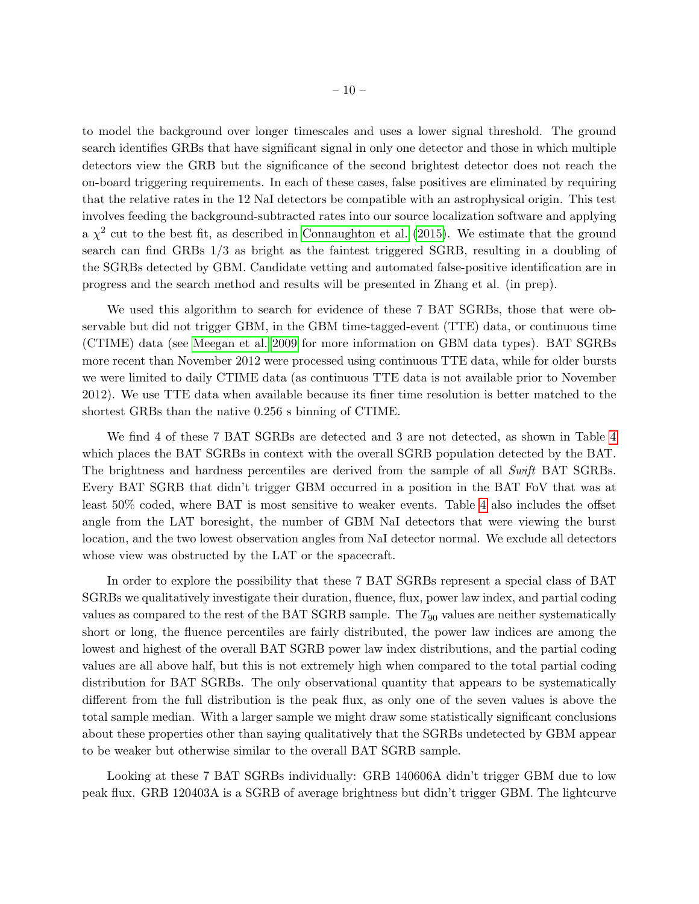to model the background over longer timescales and uses a lower signal threshold. The ground search identifies GRBs that have significant signal in only one detector and those in which multiple detectors view the GRB but the significance of the second brightest detector does not reach the on-board triggering requirements. In each of these cases, false positives are eliminated by requiring that the relative rates in the 12 NaI detectors be compatible with an astrophysical origin. This test involves feeding the background-subtracted rates into our source localization software and applying a $\chi^2$ cut to the best fit, as described in Connaughton et al. (2015). We estimate that the ground search can find GRBs 1/3 as bright as the faintest triggered SGRB, resulting in a doubling of the SGRBs detected by GBM. Candidate vetting and automated false-positive identification are in progress and the search method and results will be presented in Zhang et al. (in prep).

We used this algorithm to search for evidence of these 7 BAT SGRBs, those that were observable but did not trigger GBM, in the GBM time-tagged-event (TTE) data, or continuous time (CTIME) data (see Meegan et al. 2009 for more information on GBM data types). BAT SGRBs more recent than November 2012 were processed using continuous TTE data, while for older bursts we were limited to daily CTIME data (as continuous TTE data is not available prior to November 2012). We use TTE data when available because its finer time resolution is better matched to the shortest GRBs than the native 0.256 s binning of CTIME.

We find 4 of these 7 BAT SGRBs are detected and 3 are not detected, as shown in Table 4 which places the BAT SGRBs in context with the overall SGRB population detected by the BAT. The brightness and hardness percentiles are derived from the sample of all *Swift* BAT SGRBs. Every BAT SGRB that didn't trigger GBM occurred in a position in the BAT FoV that was at least 50% coded, where BAT is most sensitive to weaker events. Table 4 also includes the offset angle from the LAT boresight, the number of GBM NaI detectors that were viewing the burst location, and the two lowest observation angles from NaI detector normal. We exclude all detectors whose view was obstructed by the LAT or the spacecraft.

In order to explore the possibility that these 7 BAT SGRBs represent a special class of BAT SGRBs we qualitatively investigate their duration, fluence, flux, power law index, and partial coding values as compared to the rest of the BAT SGRB sample. The $T_{90}$ values are neither systematically short or long, the fluence percentiles are fairly distributed, the power law indices are among the lowest and highest of the overall BAT SGRB power law index distributions, and the partial coding values are all above half, but this is not extremely high when compared to the total partial coding distribution for BAT SGRBs. The only observational quantity that appears to be systematically different from the full distribution is the peak flux, as only one of the seven values is above the total sample median. With a larger sample we might draw some statistically significant conclusions about these properties other than saying qualitatively that the SGRBs undetected by GBM appear to be weaker but otherwise similar to the overall BAT SGRB sample.

Looking at these 7 BAT SGRBs individually: GRB 140606A didn't trigger GBM due to low peak flux. GRB 120403A is a SGRB of average brightness but didn't trigger GBM. The lightcurve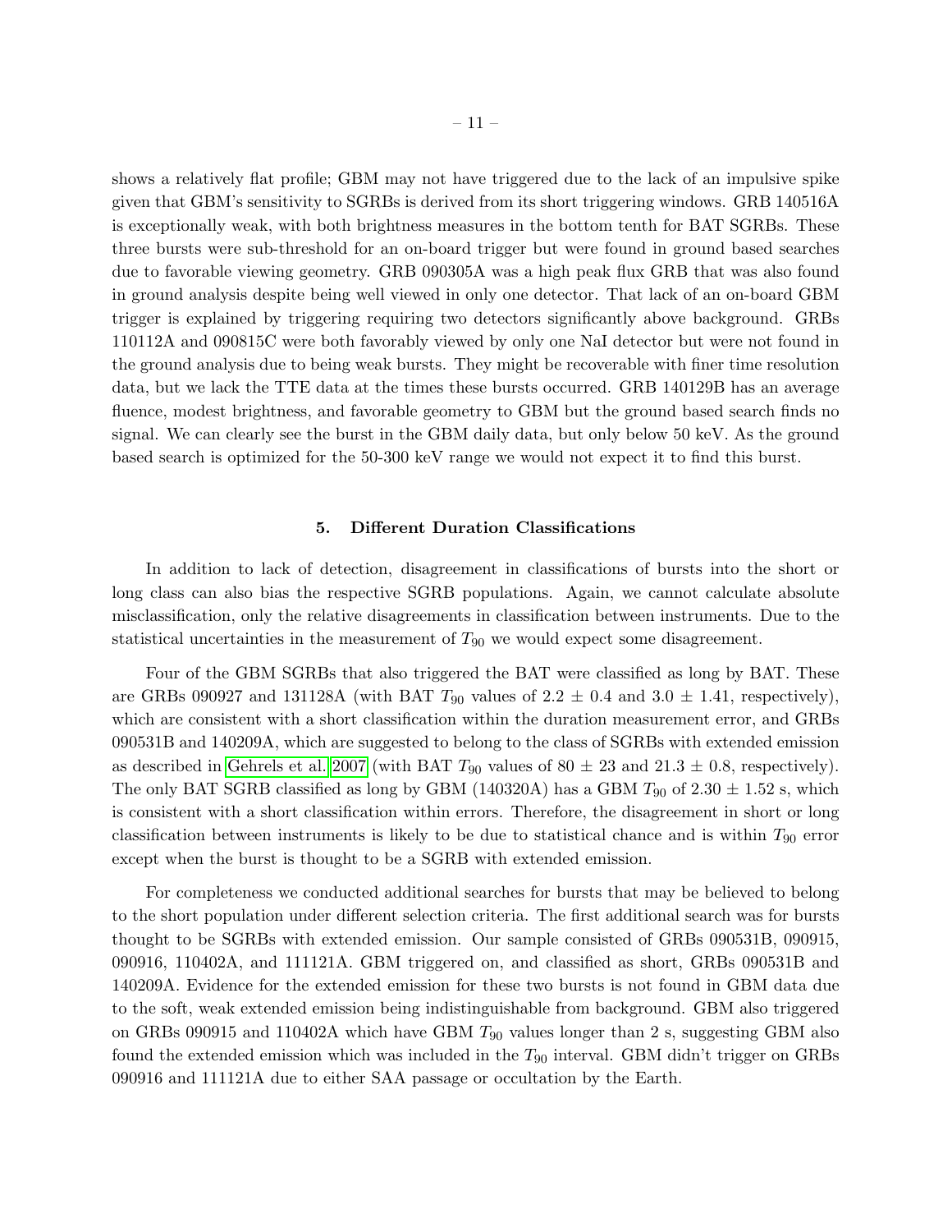shows a relatively flat profile; GBM may not have triggered due to the lack of an impulsive spike given that GBM's sensitivity to SGRBs is derived from its short triggering windows. GRB 140516A is exceptionally weak, with both brightness measures in the bottom tenth for BAT SGRBs. These three bursts were sub-threshold for an on-board trigger but were found in ground based searches due to favorable viewing geometry. GRB 090305A was a high peak flux GRB that was also found in ground analysis despite being well viewed in only one detector. That lack of an on-board GBM trigger is explained by triggering requiring two detectors significantly above background. GRBs 110112A and 090815C were both favorably viewed by only one NaI detector but were not found in the ground analysis due to being weak bursts. They might be recoverable with finer time resolution data, but we lack the TTE data at the times these bursts occurred. GRB 140129B has an average fluence, modest brightness, and favorable geometry to GBM but the ground based search finds no signal. We can clearly see the burst in the GBM daily data, but only below 50 keV. As the ground based search is optimized for the 50-300 keV range we would not expect it to find this burst.

## 5. Different Duration Classifications

In addition to lack of detection, disagreement in classifications of bursts into the short or long class can also bias the respective SGRB populations. Again, we cannot calculate absolute misclassification, only the relative disagreements in classification between instruments. Due to the statistical uncertainties in the measurement of $T_{90}$ we would expect some disagreement.

Four of the GBM SGRBs that also triggered the BAT were classified as long by BAT. These are GRBs 090927 and 131128A (with BAT $T_{90}$ values of $2.2 \pm 0.4$ and $3.0 \pm 1.41$, respectively), which are consistent with a short classification within the duration measurement error, and GRBs 090531B and 140209A, which are suggested to belong to the class of SGRBs with extended emission as described in Gehrels et al. 2007 (with BAT $T_{90}$ values of $80 \pm 23$ and $21.3 \pm 0.8$, respectively). The only BAT SGRB classified as long by GBM (140320A) has a GBM $T_{90}$ of $2.30 \pm 1.52$ s, which is consistent with a short classification within errors. Therefore, the disagreement in short or long classification between instruments is likely to be due to statistical chance and is within $T_{90}$ error except when the burst is thought to be a SGRB with extended emission.

For completeness we conducted additional searches for bursts that may be believed to belong to the short population under different selection criteria. The first additional search was for bursts thought to be SGRBs with extended emission. Our sample consisted of GRBs 090531B, 090915, 090916, 110402A, and 111121A. GBM triggered on, and classified as short, GRBs 090531B and 140209A. Evidence for the extended emission for these two bursts is not found in GBM data due to the soft, weak extended emission being indistinguishable from background. GBM also triggered on GRBs 090915 and 110402A which have GBM $T_{90}$ values longer than 2 s, suggesting GBM also found the extended emission which was included in the $T_{90}$ interval. GBM didn't trigger on GRBs 090916 and 111121A due to either SAA passage or occultation by the Earth.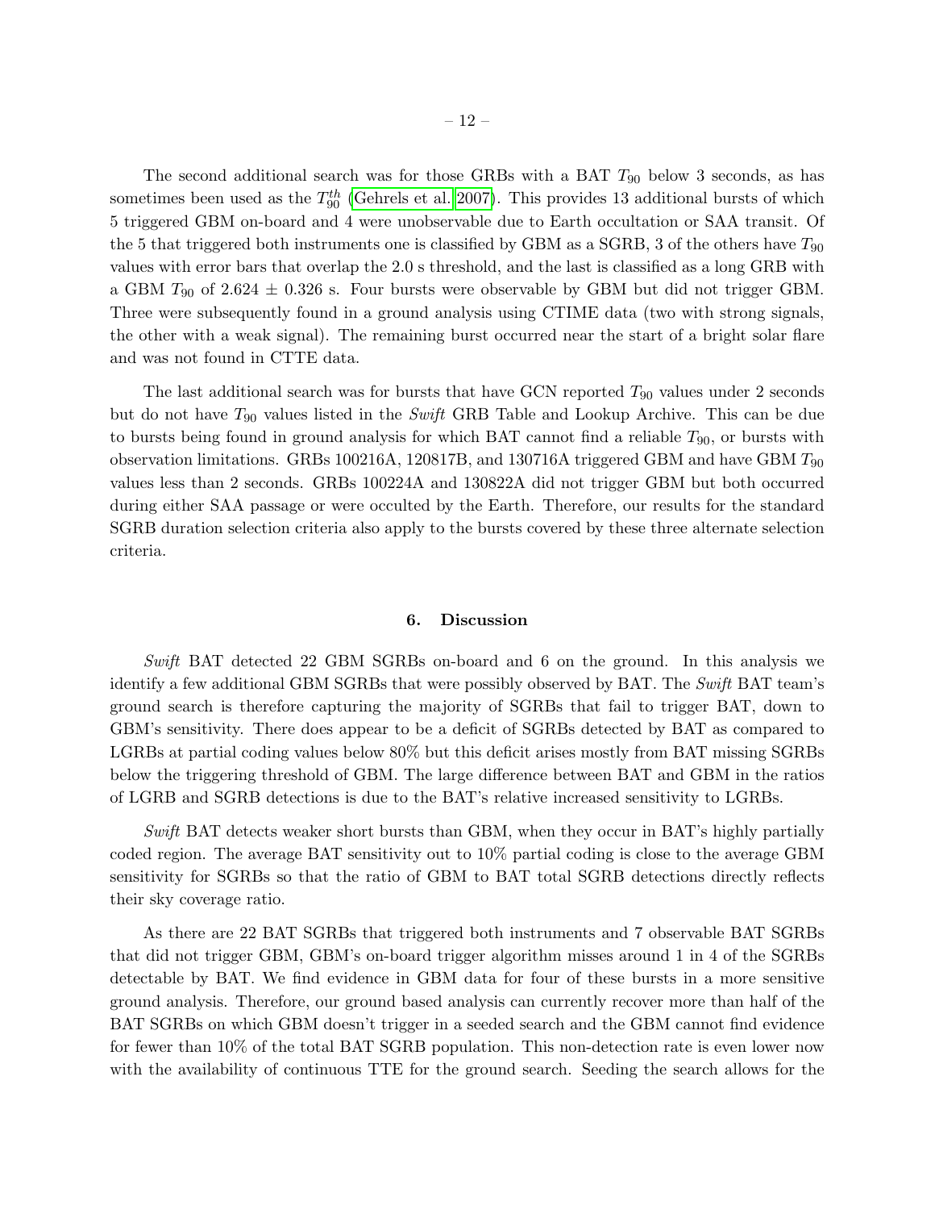The second additional search was for those GRBs with a BAT $T_{90}$ below 3 seconds, as has sometimes been used as the $T_{90}^{th}$ (Gehrels et al. 2007). This provides 13 additional bursts of which 5 triggered GBM on-board and 4 were unobservable due to Earth occultation or SAA transit. Of the 5 that triggered both instruments one is classified by GBM as a SGRB, 3 of the others have $T_{90}$ values with error bars that overlap the 2.0 s threshold, and the last is classified as a long GRB with a GBM $T_{90}$ of 2.624 $\pm$ 0.326 s. Four bursts were observable by GBM but did not trigger GBM. Three were subsequently found in a ground analysis using CTIME data (two with strong signals, the other with a weak signal). The remaining burst occurred near the start of a bright solar flare and was not found in CTTE data.

The last additional search was for bursts that have GCN reported $T_{90}$ values under 2 seconds but do not have $T_{90}$ values listed in the *Swift* GRB Table and Lookup Archive. This can be due to bursts being found in ground analysis for which BAT cannot find a reliable $T_{90}$, or bursts with observation limitations. GRBs 100216A, 120817B, and 130716A triggered GBM and have GBM $T_{90}$ values less than 2 seconds. GRBs 100224A and 130822A did not trigger GBM but both occurred during either SAA passage or were occulted by the Earth. Therefore, our results for the standard SGRB duration selection criteria also apply to the bursts covered by these three alternate selection criteria.

## 6. Discussion

*Swift* BAT detected 22 GBM SGRBs on-board and 6 on the ground. In this analysis we identify a few additional GBM SGRBs that were possibly observed by BAT. The *Swift* BAT team's ground search is therefore capturing the majority of SGRBs that fail to trigger BAT, down to GBM's sensitivity. There does appear to be a deficit of SGRBs detected by BAT as compared to LGRBs at partial coding values below 80% but this deficit arises mostly from BAT missing SGRBs below the triggering threshold of GBM. The large difference between BAT and GBM in the ratios of LGRB and SGRB detections is due to the BAT's relative increased sensitivity to LGRBs.

*Swift* BAT detects weaker short bursts than GBM, when they occur in BAT's highly partially coded region. The average BAT sensitivity out to 10% partial coding is close to the average GBM sensitivity for SGRBs so that the ratio of GBM to BAT total SGRB detections directly reflects their sky coverage ratio.

As there are 22 BAT SGRBs that triggered both instruments and 7 observable BAT SGRBs that did not trigger GBM, GBM's on-board trigger algorithm misses around 1 in 4 of the SGRBs detectable by BAT. We find evidence in GBM data for four of these bursts in a more sensitive ground analysis. Therefore, our ground based analysis can currently recover more than half of the BAT SGRBs on which GBM doesn't trigger in a seeded search and the GBM cannot find evidence for fewer than 10% of the total BAT SGRB population. This non-detection rate is even lower now with the availability of continuous TTE for the ground search. Seeding the search allows for the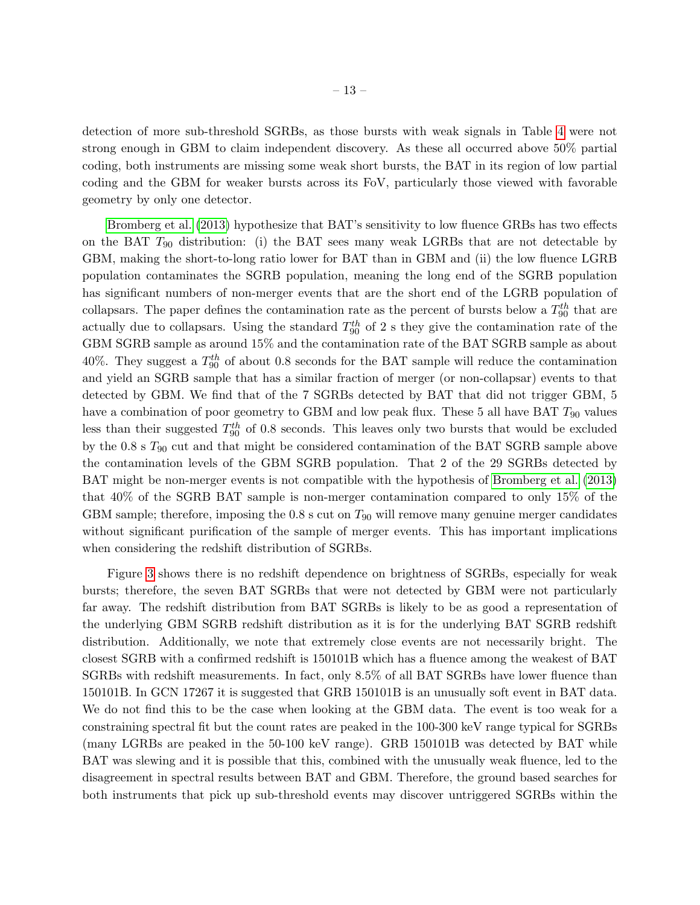detection of more sub-threshold SGRBs, as those bursts with weak signals in Table 4 were not strong enough in GBM to claim independent discovery. As these all occurred above 50% partial coding, both instruments are missing some weak short bursts, the BAT in its region of low partial coding and the GBM for weaker bursts across its FoV, particularly those viewed with favorable geometry by only one detector.

Bromberg et al. (2013) hypothesize that BAT's sensitivity to low fluence GRBs has two effects on the BAT $T_{90}$ distribution: (i) the BAT sees many weak LGRBs that are not detectable by GBM, making the short-to-long ratio lower for BAT than in GBM and (ii) the low fluence LGRB population contaminates the SGRB population, meaning the long end of the SGRB population has significant numbers of non-merger events that are the short end of the LGRB population of collapsars. The paper defines the contamination rate as the percent of bursts below a $T_{90}^{th}$ that are actually due to collapsars. Using the standard $T_{90}^{th}$ of 2 s they give the contamination rate of the GBM SGRB sample as around 15% and the contamination rate of the BAT SGRB sample as about 40%. They suggest a $T_{90}^{th}$ of about 0.8 seconds for the BAT sample will reduce the contamination and yield an SGRB sample that has a similar fraction of merger (or non-collapsar) events to that detected by GBM. We find that of the 7 SGRBs detected by BAT that did not trigger GBM, 5 have a combination of poor geometry to GBM and low peak flux. These 5 all have BAT $T_{90}$ values less than their suggested $T_{90}^{th}$ of 0.8 seconds. This leaves only two bursts that would be excluded by the 0.8 s $T_{90}$ cut and that might be considered contamination of the BAT SGRB sample above the contamination levels of the GBM SGRB population. That 2 of the 29 SGRBs detected by BAT might be non-merger events is not compatible with the hypothesis of Bromberg et al. (2013) that 40% of the SGRB BAT sample is non-merger contamination compared to only 15% of the GBM sample; therefore, imposing the 0.8 s cut on $T_{90}$ will remove many genuine merger candidates without significant purification of the sample of merger events. This has important implications when considering the redshift distribution of SGRBs.

Figure 3 shows there is no redshift dependence on brightness of SGRBs, especially for weak bursts; therefore, the seven BAT SGRBs that were not detected by GBM were not particularly far away. The redshift distribution from BAT SGRBs is likely to be as good a representation of the underlying GBM SGRB redshift distribution as it is for the underlying BAT SGRB redshift distribution. Additionally, we note that extremely close events are not necessarily bright. The closest SGRB with a confirmed redshift is 150101B which has a fluence among the weakest of BAT SGRBs with redshift measurements. In fact, only 8.5% of all BAT SGRBs have lower fluence than 150101B. In GCN 17267 it is suggested that GRB 150101B is an unusually soft event in BAT data. We do not find this to be the case when looking at the GBM data. The event is too weak for a constraining spectral fit but the count rates are peaked in the 100-300 keV range typical for SGRBs (many LGRBs are peaked in the 50-100 keV range). GRB 150101B was detected by BAT while BAT was slewing and it is possible that this, combined with the unusually weak fluence, led to the disagreement in spectral results between BAT and GBM. Therefore, the ground based searches for both instruments that pick up sub-threshold events may discover untriggered SGRBs within the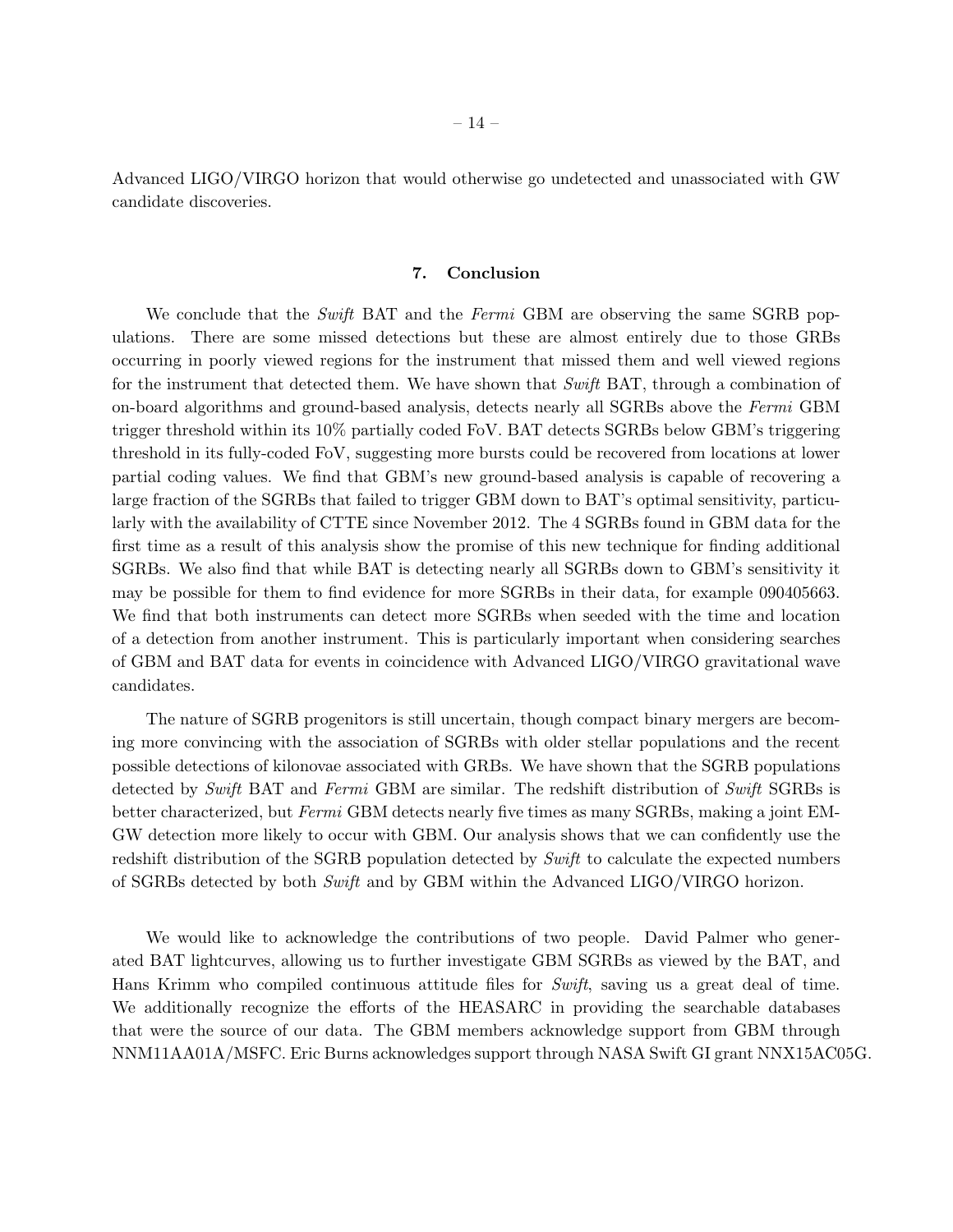Advanced LIGO/VIRGO horizon that would otherwise go undetected and unassociated with GW candidate discoveries.

## 7. Conclusion

We conclude that the *Swift* BAT and the *Fermi* GBM are observing the same SGRB populations. There are some missed detections but these are almost entirely due to those GRBs occurring in poorly viewed regions for the instrument that missed them and well viewed regions for the instrument that detected them. We have shown that *Swift* BAT, through a combination of on-board algorithms and ground-based analysis, detects nearly all SGRBs above the *Fermi* GBM trigger threshold within its 10% partially coded FoV. BAT detects SGRBs below GBM's triggering threshold in its fully-coded FoV, suggesting more bursts could be recovered from locations at lower partial coding values. We find that GBM's new ground-based analysis is capable of recovering a large fraction of the SGRBs that failed to trigger GBM down to BAT's optimal sensitivity, particularly with the availability of CTTE since November 2012. The 4 SGRBs found in GBM data for the first time as a result of this analysis show the promise of this new technique for finding additional SGRBs. We also find that while BAT is detecting nearly all SGRBs down to GBM's sensitivity it may be possible for them to find evidence for more SGRBs in their data, for example 090405663. We find that both instruments can detect more SGRBs when seeded with the time and location of a detection from another instrument. This is particularly important when considering searches of GBM and BAT data for events in coincidence with Advanced LIGO/VIRGO gravitational wave candidates.

The nature of SGRB progenitors is still uncertain, though compact binary mergers are becoming more convincing with the association of SGRBs with older stellar populations and the recent possible detections of kilonovae associated with GRBs. We have shown that the SGRB populations detected by *Swift* BAT and *Fermi* GBM are similar. The redshift distribution of *Swift* SGRBs is better characterized, but *Fermi* GBM detects nearly five times as many SGRBs, making a joint EM-GW detection more likely to occur with GBM. Our analysis shows that we can confidently use the redshift distribution of the SGRB population detected by *Swift* to calculate the expected numbers of SGRBs detected by both *Swift* and by GBM within the Advanced LIGO/VIRGO horizon.

We would like to acknowledge the contributions of two people. David Palmer who generated BAT lightcurves, allowing us to further investigate GBM SGRBs as viewed by the BAT, and Hans Krimm who compiled continuous attitude files for *Swift*, saving us a great deal of time. We additionally recognize the efforts of the HEASARC in providing the searchable databases that were the source of our data. The GBM members acknowledge support from GBM through NNM11AA01A/MSFC. Eric Burns acknowledges support through NASA Swift GI grant NNX15AC05G.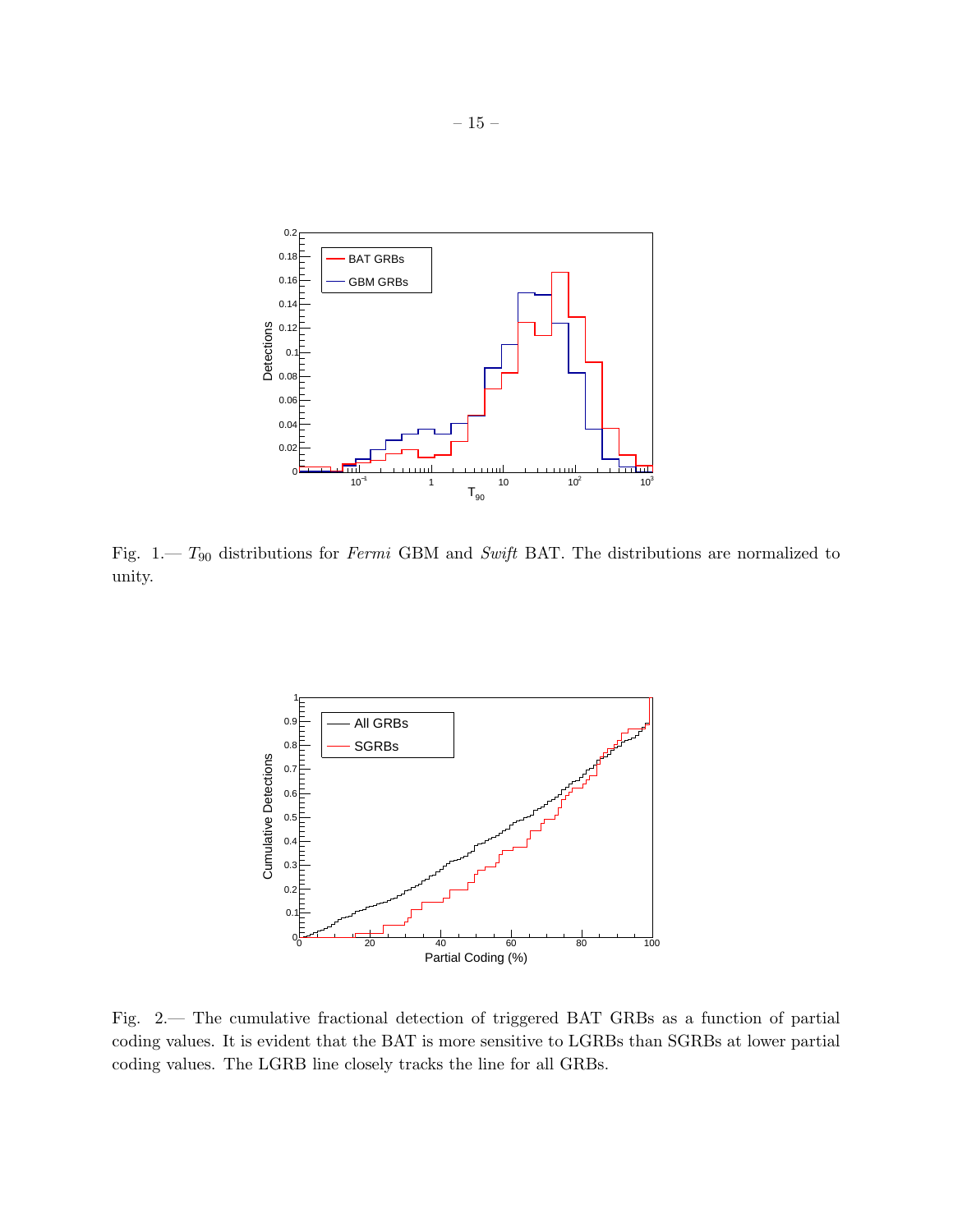Fig. 1.— $T_{90}$ distributions for *Fermi* GBM and *Swift* BAT. The distributions are normalized to unity.

Fig. 2.— The cumulative fractional detection of triggered BAT GRBs as a function of partial coding values. It is evident that the BAT is more sensitive to LGRBs than SGRBs at lower partial coding values. The LGRB line closely tracks the line for all GRBs.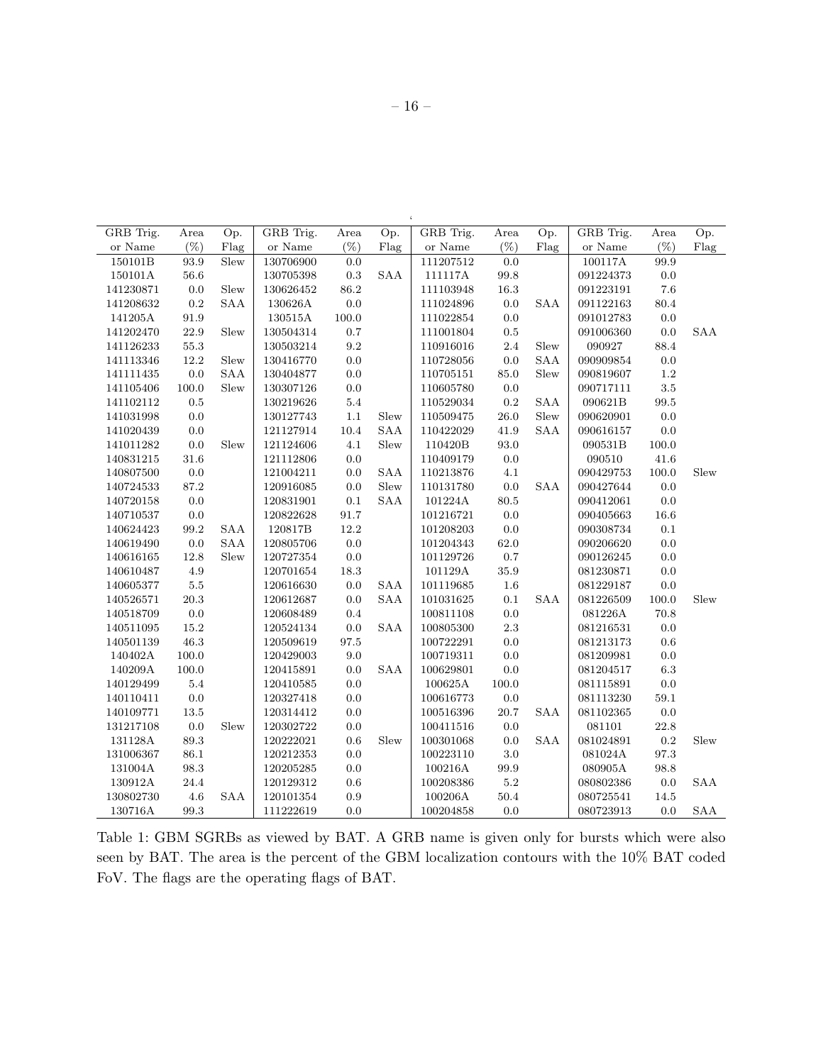| GRB Trig. or Name | Area (%) | Op. Flag | GRB Trig. or Name | Area (%) | Op. Flag | GRB Trig. or Name | Area (%) | Op. Flag | GRB Trig. or Name | Area (%) | Op. Flag |
|---|---|---|---|---|---|---|---|---|---|---|---|
| 150101B | 93.9 | Slew | 130706900 | 0.0 | | 111207512 | 0.0 | | 100117A | 99.9 | |
| 150101A | 56.6 | | 130705398 | 0.3 | SAA | 111117A | 99.8 | | 091224373 | 0.0 | |
| 141230871 | 0.0 | Slew | 130626452 | 86.2 | | 111103948 | 16.3 | | 091223191 | 7.6 | |
| 141208632 | 0.2 | SAA | 130626A | 0.0 | | 111024896 | 0.0 | SAA | 091122163 | 80.4 | |
| 141205A | 91.9 | | 130515A | 100.0 | | 111022854 | 0.0 | | 091012783 | 0.0 | |
| 141202470 | 22.9 | Slew | 130504314 | 0.7 | | 111001804 | 0.5 | | 091006360 | 0.0 | SAA |
| 141126233 | 55.3 | | 130503214 | 9.2 | | 110916016 | 2.4 | Slew | 090927 | 88.4 | |
| 141113346 | 12.2 | Slew | 130416770 | 0.0 | | 110728056 | 0.0 | SAA | 090909854 | 0.0 | |
| 141111435 | 0.0 | SAA | 130404877 | 0.0 | | 110705151 | 85.0 | Slew | 090819607 | 1.2 | |
| 141105406 | 100.0 | Slew | 130307126 | 0.0 | | 110605780 | 0.0 | | 090717111 | 3.5 | |
| 141102112 | 0.5 | | 130219626 | 5.4 | | 110529034 | 0.2 | SAA | 090621B | 99.5 | |
| 141031998 | 0.0 | | 130127743 | 1.1 | Slew | 110509475 | 26.0 | Slew | 090620901 | 0.0 | |
| 141020439 | 0.0 | | 121127914 | 10.4 | SAA | 110422029 | 41.9 | SAA | 090616157 | 0.0 | |
| 141011282 | 0.0 | Slew | 121124606 | 4.1 | Slew | 110420B | 93.0 | | 090531B | 100.0 | |
| 140831215 | 31.6 | | 121112806 | 0.0 | | 110409179 | 0.0 | | 090510 | 41.6 | |
| 140807500 | 0.0 | | 121004211 | 0.0 | SAA | 110213876 | 4.1 | | 090429753 | 100.0 | Slew |
| 140724533 | 87.2 | | 120916085 | 0.0 | Slew | 110131780 | 0.0 | SAA | 090427644 | 0.0 | |
| 140720158 | 0.0 | | 120831901 | 0.1 | SAA | 101224A | 80.5 | | 090412061 | 0.0 | |
| 140710537 | 0.0 | | 120822628 | 91.7 | | 101216721 | 0.0 | | 090405663 | 16.6 | |
| 140624423 | 99.2 | SAA | 120817B | 12.2 | | 101208203 | 0.0 | | 090308734 | 0.1 | |
| 140619490 | 0.0 | SAA | 120805706 | 0.0 | | 101204343 | 62.0 | | 090206620 | 0.0 | |
| 140616165 | 12.8 | Slew | 120727354 | 0.0 | | 101129726 | 0.7 | | 090126245 | 0.0 | |
| 140610487 | 4.9 | | 120701654 | 18.3 | | 101129A | 35.9 | | 081230871 | 0.0 | |
| 140605377 | 5.5 | | 120616630 | 0.0 | SAA | 101119685 | 1.6 | | 081229187 | 0.0 | |
| 140526571 | 20.3 | | 120612687 | 0.0 | SAA | 101031625 | 0.1 | SAA | 081226509 | 100.0 | Slew |
| 140518709 | 0.0 | | 120608489 | 0.4 | | 100811108 | 0.0 | | 081226A | 70.8 | |
| 140511095 | 15.2 | | 120524134 | 0.0 | SAA | 100805300 | 2.3 | | 081216531 | 0.0 | |
| 140501139 | 46.3 | | 120509619 | 97.5 | | 100722291 | 0.0 | | 081213173 | 0.6 | |
| 140402A | 100.0 | | 120429003 | 9.0 | | 100719311 | 0.0 | | 081209981 | 0.0 | |
| 140209A | 100.0 | | 120415891 | 0.0 | SAA | 100629801 | 0.0 | | 081204517 | 6.3 | |
| 140129499 | 5.4 | | 120410585 | 0.0 | | 100625A | 100.0 | | 081115891 | 0.0 | |
| 140110411 | 0.0 | | 120327418 | 0.0 | | 100616773 | 0.0 | | 081113230 | 59.1 | |
| 140109771 | 13.5 | | 120314412 | 0.0 | | 100516396 | 20.7 | SAA | 081102365 | 0.0 | |
| 131217108 | 0.0 | Slew | 120302722 | 0.0 | | 100411516 | 0.0 | | 081101 | 22.8 | |
| 131128A | 89.3 | | 120222021 | 0.6 | Slew | 100301068 | 0.0 | SAA | 081024891 | 0.2 | Slew |
| 131006367 | 86.1 | | 120212353 | 0.0 | | 100223110 | 3.0 | | 081024A | 97.3 | |
| 131004A | 98.3 | | 120205285 | 0.0 | | 100216A | 99.9 | | 080905A | 98.8 | |
| 130912A | 24.4 | | 120129312 | 0.6 | | 100208386 | 5.2 | | 080802386 | 0.0 | SAA |
| 130802730 | 4.6 | SAA | 120101354 | 0.9 | | 100206A | 50.4 | | 080725541 | 14.5 | |
| 130716A | 99.3 | | 111222619 | 0.0 | | 100204858 | 0.0 | | 080723913 | 0.0 | SAA |

Table 1: GBM SGRBs as viewed by BAT. A GRB name is given only for bursts which were also seen by BAT. The area is the percent of the GBM localization contours with the 10% BAT coded FoV. The flags are the operating flags of BAT.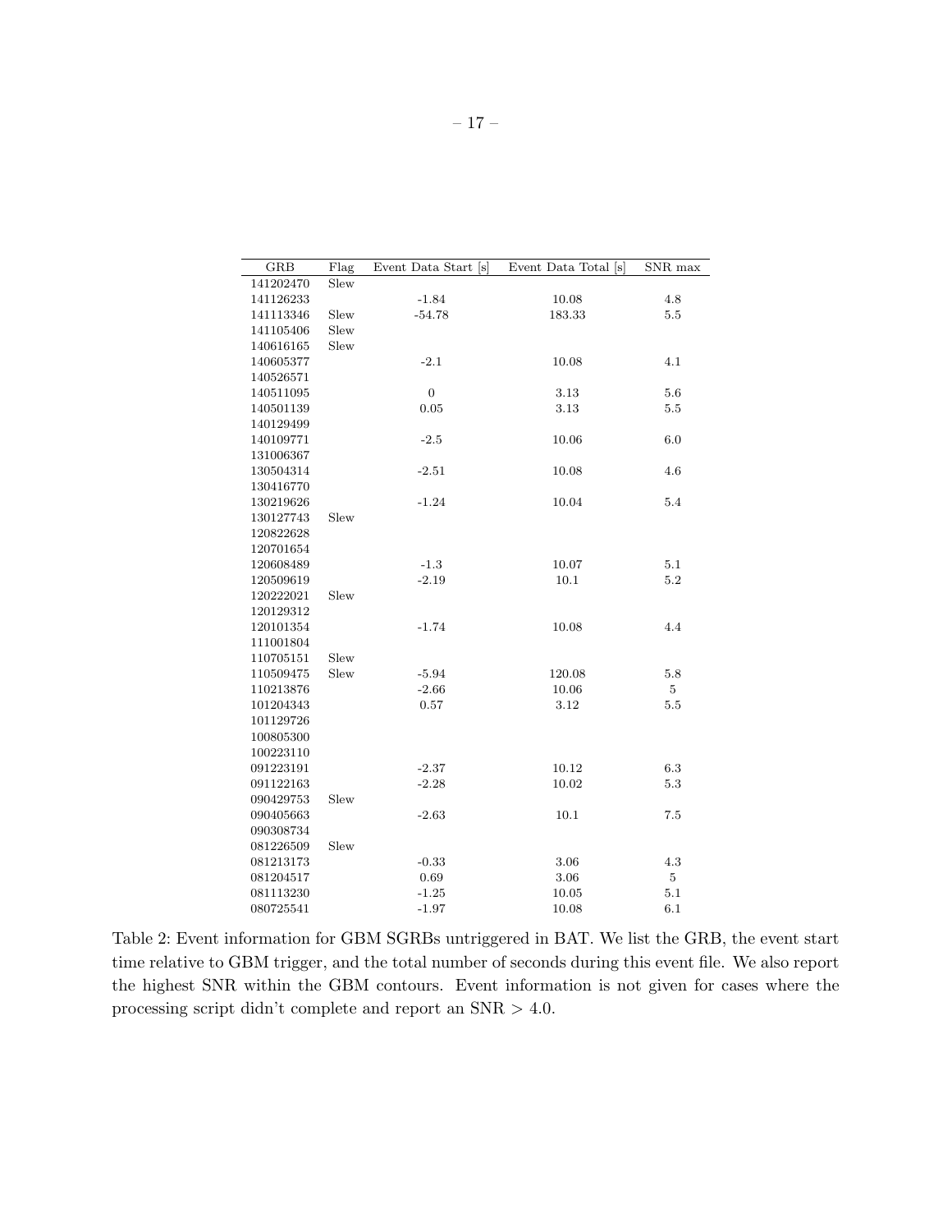| GRB | Flag | Event Data Start [s] | Event Data Total [s] | SNR max |
|---|---|---|---|---|
| 141202470 | Slew | | | |
| 141126233 | | -1.84 | 10.08 | 4.8 |
| 141113346 | Slew | -54.78 | 183.33 | 5.5 |
| 141105406 | Slew | | | |
| 140616165 | Slew | | | |
| 140605377 | | -2.1 | 10.08 | 4.1 |
| 140526571 | | | | |
| 140511095 | | 0 | 3.13 | 5.6 |
| 140501139 | | 0.05 | 3.13 | 5.5 |
| 140129499 | | | | |
| 140109771 | | -2.5 | 10.06 | 6.0 |
| 131006367 | | | | |
| 130504314 | | -2.51 | 10.08 | 4.6 |
| 130416770 | | | | |
| 130219626 | | -1.24 | 10.04 | 5.4 |
| 130127743 | Slew | | | |
| 120822628 | | | | |
| 120701654 | | | | |
| 120608489 | | -1.3 | 10.07 | 5.1 |
| 120509619 | | -2.19 | 10.1 | 5.2 |
| 120222021 | Slew | | | |
| 120129312 | | | | |
| 120101354 | | -1.74 | 10.08 | 4.4 |
| 111001804 | | | | |
| 110705151 | Slew | | | |
| 110509475 | Slew | -5.94 | 120.08 | 5.8 |
| 110213876 | | -2.66 | 10.06 | 5 |
| 101204343 | | 0.57 | 3.12 | 5.5 |
| 101129726 | | | | |
| 100805300 | | | | |
| 100223110 | | | | |
| 091223191 | | -2.37 | 10.12 | 6.3 |
| 091122163 | | -2.28 | 10.02 | 5.3 |
| 090429753 | Slew | | | |
| 090405663 | | -2.63 | 10.1 | 7.5 |
| 090308734 | | | | |
| 081226509 | Slew | | | |
| 081213173 | | -0.33 | 3.06 | 4.3 |
| 081204517 | | 0.69 | 3.06 | 5 |
| 081113230 | | -1.25 | 10.05 | 5.1 |
| 080725541 | | -1.97 | 10.08 | 6.1 |

Table 2: Event information for GBM SGRBs untriggered in BAT. We list the GRB, the event start time relative to GBM trigger, and the total number of seconds during this event file. We also report the highest SNR within the GBM contours. Event information is not given for cases where the processing script didn't complete and report an SNR > 4.0.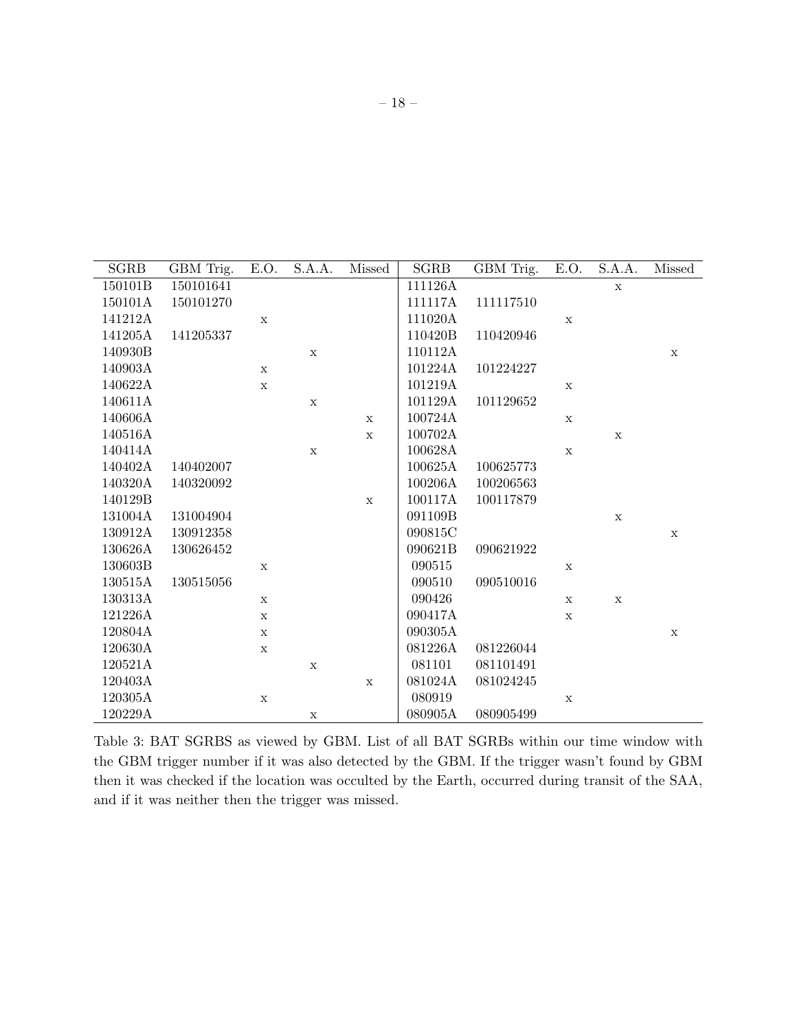| SGRB | GBM Trig. | E.O. | S.A.A. | Missed | SGRB | GBM Trig. | E.O. | S.A.A. | Missed |
|---|---|---|---|---|---|---|---|---|---|
| 150101B | 150101641 | | | | 111126A | | | x | |
| 150101A | 150101270 | | | | 111117A | 111117510 | | | |
| 141212A | | x | | | 111020A | | x | | |
| 141205A | 141205337 | | | | 110420B | 110420946 | | | |
| 140930B | | | x | | 110112A | | | | x |
| 140903A | | x | | | 101224A | 101224227 | | | |
| 140622A | | x | | | 101219A | | x | | |
| 140611A | | | x | | 101129A | 101129652 | | | |
| 140606A | | | | x | 100724A | | x | | |
| 140516A | | | | x | 100702A | | | x | |
| 140414A | | | x | | 100628A | | x | | |
| 140402A | 140402007 | | | | 100625A | 100625773 | | | |
| 140320A | 140320092 | | | | 100206A | 100206563 | | | |
| 140129B | | | | x | 100117A | 100117879 | | | |
| 131004A | 131004904 | | | | 091109B | | | x | |
| 130912A | 130912358 | | | | 090815C | | | | x |
| 130626A | 130626452 | | | | 090621B | 090621922 | | | |
| 130603B | | x | | | 090515 | | x | | |
| 130515A | 130515056 | | | | 090510 | 090510016 | | | |
| 130313A | | x | | | 090426 | | x | x | |
| 121226A | | x | | | 090417A | | x | | |
| 120804A | | x | | | 090305A | | | | x |
| 120630A | | x | | | 081226A | 081226044 | | | |
| 120521A | | | x | | 081101 | 081101491 | | | |
| 120403A | | | | x | 081024A | 081024245 | | | |
| 120305A | | x | | | 080919 | | x | | |
| 120229A | | | x | | 080905A | 080905499 | | | |

Table 3: BAT SGRBS as viewed by GBM. List of all BAT SGRBs within our time window with the GBM trigger number if it was also detected by the GBM. If the trigger wasn't found by GBM then it was checked if the location was occulted by the Earth, occurred during transit of the SAA, and if it was neither then the trigger was missed.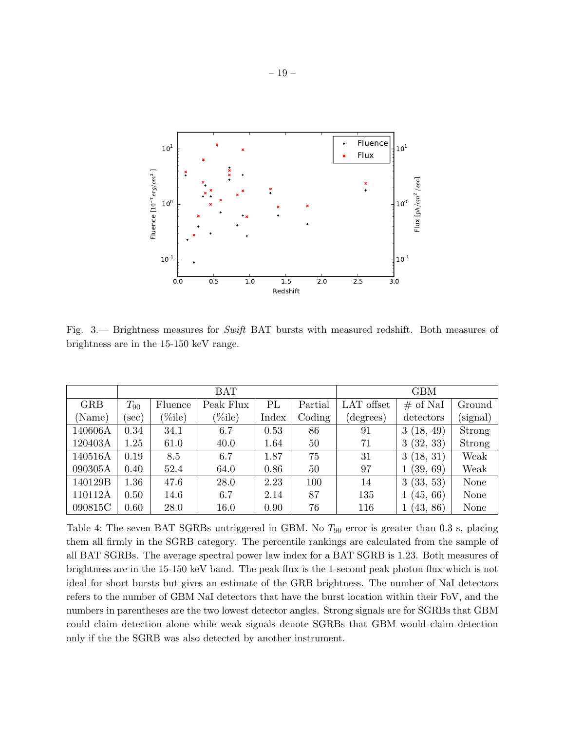Fig. 3.— Brightness measures for *Swift* BAT bursts with measured redshift. Both measures of brightness are in the 15-150 keV range.

| | BAT | | | | | GBM | | |
|---|---|---|---|---|---|---|---|---|
| GRB | $T_{90}$ | Fluence | Peak Flux | PL | Partial | LAT offset | # of NaI | Ground |
| (Name) | (sec) | (%ile) | (%ile) | Index | Coding | (degrees) | detectors | (signal) |
| 140606A | 0.34 | 34.1 | 6.7 | 0.53 | 86 | 91 | 3 (18, 49) | Strong |
| 120403A | 1.25 | 61.0 | 40.0 | 1.64 | 50 | 71 | 3 (32, 33) | Strong |
| 140516A | 0.19 | 8.5 | 6.7 | 1.87 | 75 | 31 | 3 (18, 31) | Weak |
| 090305A | 0.40 | 52.4 | 64.0 | 0.86 | 50 | 97 | 1 (39, 69) | Weak |
| 140129B | 1.36 | 47.6 | 28.0 | 2.23 | 100 | 14 | 3 (33, 53) | None |
| 110112A | 0.50 | 14.6 | 6.7 | 2.14 | 87 | 135 | 1 (45, 66) | None |
| 090815C | 0.60 | 28.0 | 16.0 | 0.90 | 76 | 116 | 1 (43, 86) | None |

Table 4: The seven BAT SGRBs untriggered in GBM. No $T_{90}$ error is greater than 0.3 s, placing them all firmly in the SGRB category. The percentile rankings are calculated from the sample of all BAT SGRBs. The average spectral power law index for a BAT SGRB is 1.23. Both measures of brightness are in the 15-150 keV band. The peak flux is the 1-second peak photon flux which is not ideal for short bursts but gives an estimate of the GRB brightness. The number of NaI detectors refers to the number of GBM NaI detectors that have the burst location within their FoV, and the numbers in parentheses are the two lowest detector angles. Strong signals are for SGRBs that GBM could claim detection alone while weak signals denote SGRBs that GBM would claim detection only if the the SGRB was also detected by another instrument.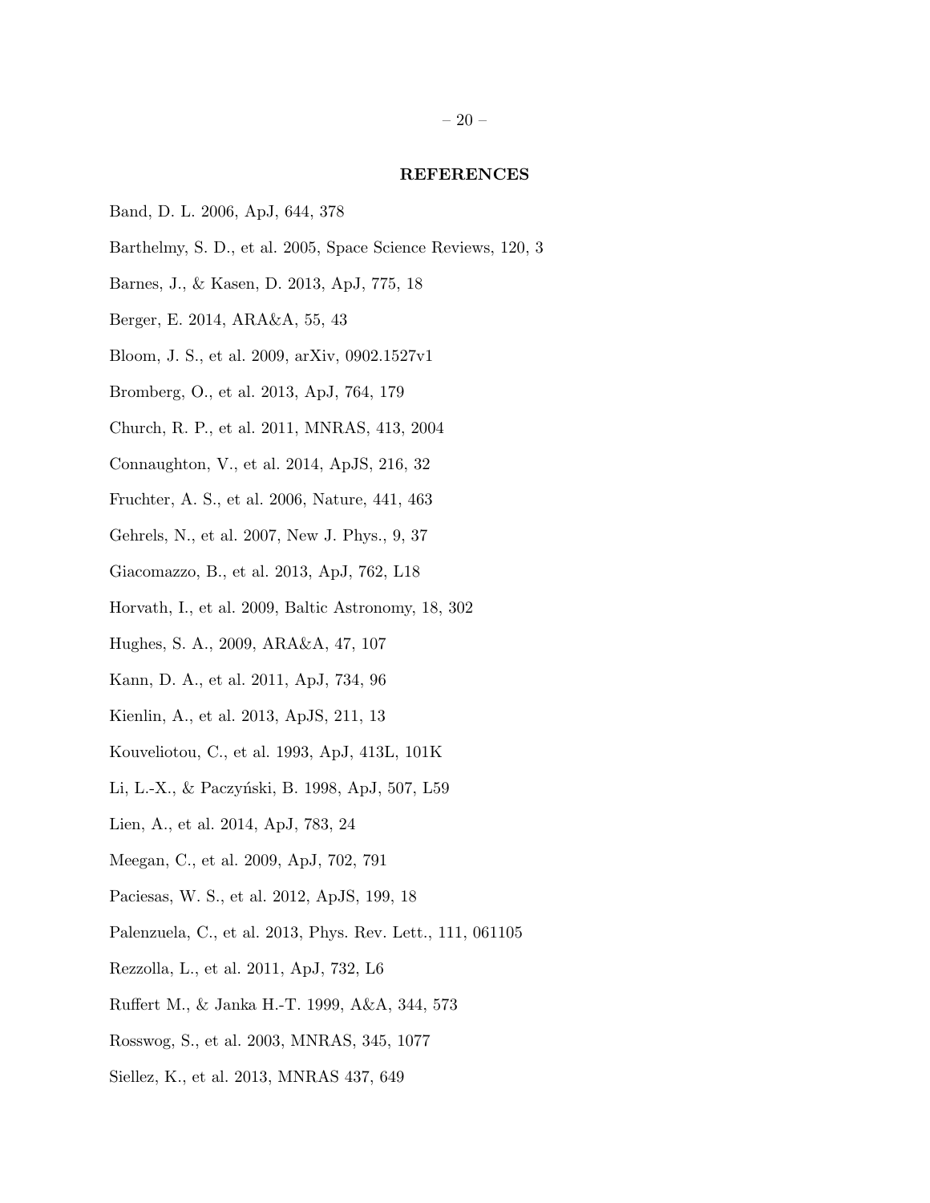## REFERENCES

Band, D. L. 2006, ApJ, 644, 378

Barthelmy, S. D., et al. 2005, Space Science Reviews, 120, 3

Barnes, J., & Kasen, D. 2013, ApJ, 775, 18

Berger, E. 2014, ARA&A, 55, 43

Bloom, J. S., et al. 2009, arXiv, 0902.1527v1

Bromberg, O., et al. 2013, ApJ, 764, 179

Church, R. P., et al. 2011, MNRAS, 413, 2004

Connaughton, V., et al. 2014, ApJS, 216, 32

Fruchter, A. S., et al. 2006, Nature, 441, 463

Gehrels, N., et al. 2007, New J. Phys., 9, 37

Giacomazzo, B., et al. 2013, ApJ, 762, L18

Horvath, I., et al. 2009, Baltic Astronomy, 18, 302

Hughes, S. A., 2009, ARA&A, 47, 107

Kann, D. A., et al. 2011, ApJ, 734, 96

Kienlin, A., et al. 2013, ApJS, 211, 13

Kouveliotou, C., et al. 1993, ApJ, 413L, 101K

Li, L.-X., & Paczyński, B. 1998, ApJ, 507, L59

Lien, A., et al. 2014, ApJ, 783, 24

Meegan, C., et al. 2009, ApJ, 702, 791

Paciesas, W. S., et al. 2012, ApJS, 199, 18

Palenzuela, C., et al. 2013, Phys. Rev. Lett., 111, 061105

Rezzolla, L., et al. 2011, ApJ, 732, L6

Ruffert M., & Janka H.-T. 1999, A&A, 344, 573

Rosswog, S., et al. 2003, MNRAS, 345, 1077

Siellez, K., et al. 2013, MNRAS 437, 649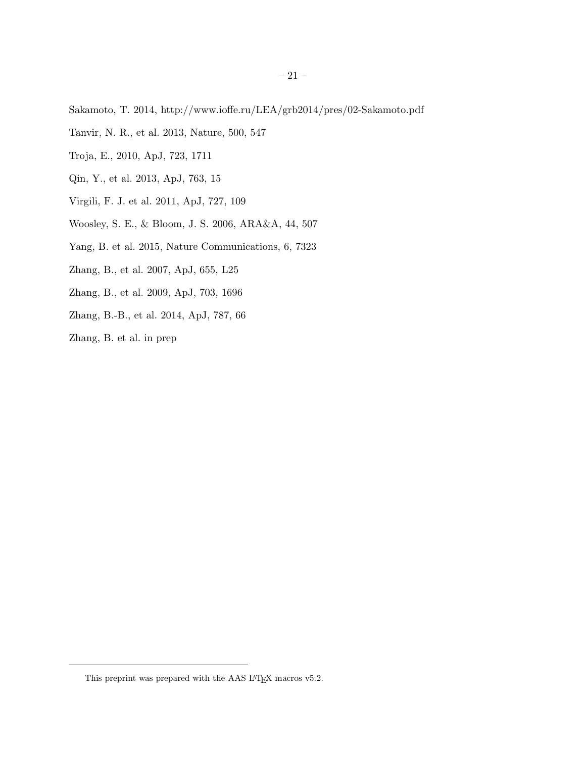Sakamoto, T. 2014, http://www.ioffe.ru/LEA/grb2014/pres/02-Sakamoto.pdf

Tanvir, N. R., et al. 2013, Nature, 500, 547

Troja, E., 2010, ApJ, 723, 1711

Qin, Y., et al. 2013, ApJ, 763, 15

Virgili, F. J. et al. 2011, ApJ, 727, 109

Woosley, S. E., & Bloom, J. S. 2006, ARA&A, 44, 507

Yang, B. et al. 2015, Nature Communications, 6, 7323

Zhang, B., et al. 2007, ApJ, 655, L25

Zhang, B., et al. 2009, ApJ, 703, 1696

Zhang, B.-B., et al. 2014, ApJ, 787, 66

Zhang, B. et al. in prep

---

This preprint was prepared with the AAS LaTeX macros v5.2.